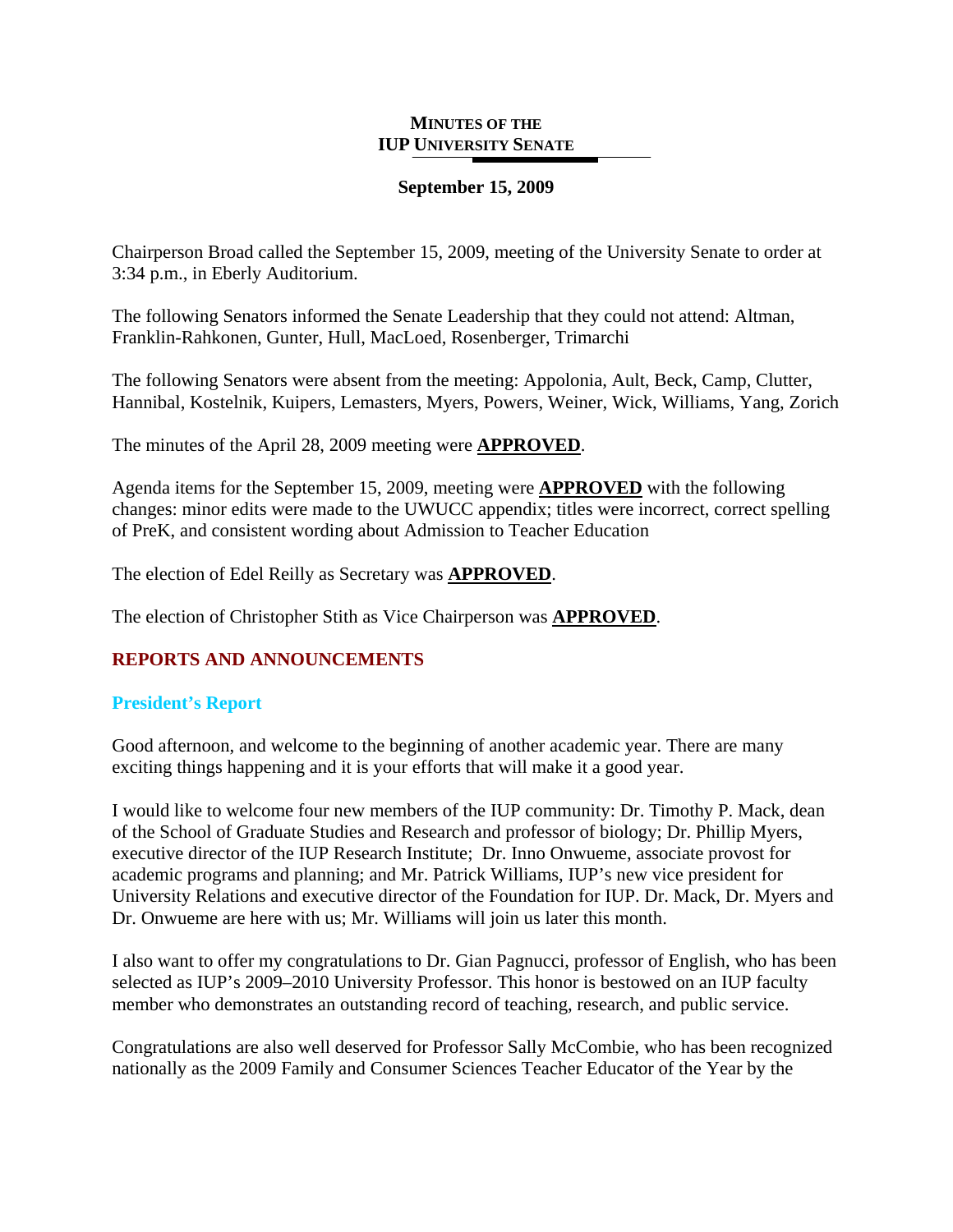# MINUTES OF THE IUP UNIVERSITY SENATE

**September 15, 2009**

Chairperson Broad called the September 15, 2009, meeting of the University Senate to order at 3:34 p.m., in Eberly Auditorium.

The following Senators informed the Senate Leadership that they could not attend: Altman, Franklin-Rahkonen, Gunter, Hull, MacLoed, Rosenberger, Trimarchi

The following Senators were absent from the meeting: Appolonia, Ault, Beck, Camp, Clutter, Hannibal, Kostelnik, Kuipers, Lemasters, Myers, Powers, Weiner, Wick, Williams, Yang, Zorich

The minutes of the April 28, 2009 meeting were **APPROVED**.

Agenda items for the September 15, 2009, meeting were **APPROVED** with the following changes: minor edits were made to the UWUCC appendix; titles were incorrect, correct spelling of PreK, and consistent wording about Admission to Teacher Education

The election of Edel Reilly as Secretary was **APPROVED**.

The election of Christopher Stith as Vice Chairperson was **APPROVED**.

## REPORTS AND ANNOUNCEMENTS

### President's Report

Good afternoon, and welcome to the beginning of another academic year. There are many exciting things happening and it is your efforts that will make it a good year.

I would like to welcome four new members of the IUP community: Dr. Timothy P. Mack, dean of the School of Graduate Studies and Research and professor of biology; Dr. Phillip Myers, executive director of the IUP Research Institute; Dr. Inno Onwueme, associate provost for academic programs and planning; and Mr. Patrick Williams, IUP's new vice president for University Relations and executive director of the Foundation for IUP. Dr. Mack, Dr. Myers and Dr. Onwueme are here with us; Mr. Williams will join us later this month.

I also want to offer my congratulations to Dr. Gian Pagnucci, professor of English, who has been selected as IUP's 2009–2010 University Professor. This honor is bestowed on an IUP faculty member who demonstrates an outstanding record of teaching, research, and public service.

Congratulations are also well deserved for Professor Sally McCombie, who has been recognized nationally as the 2009 Family and Consumer Sciences Teacher Educator of the Year by the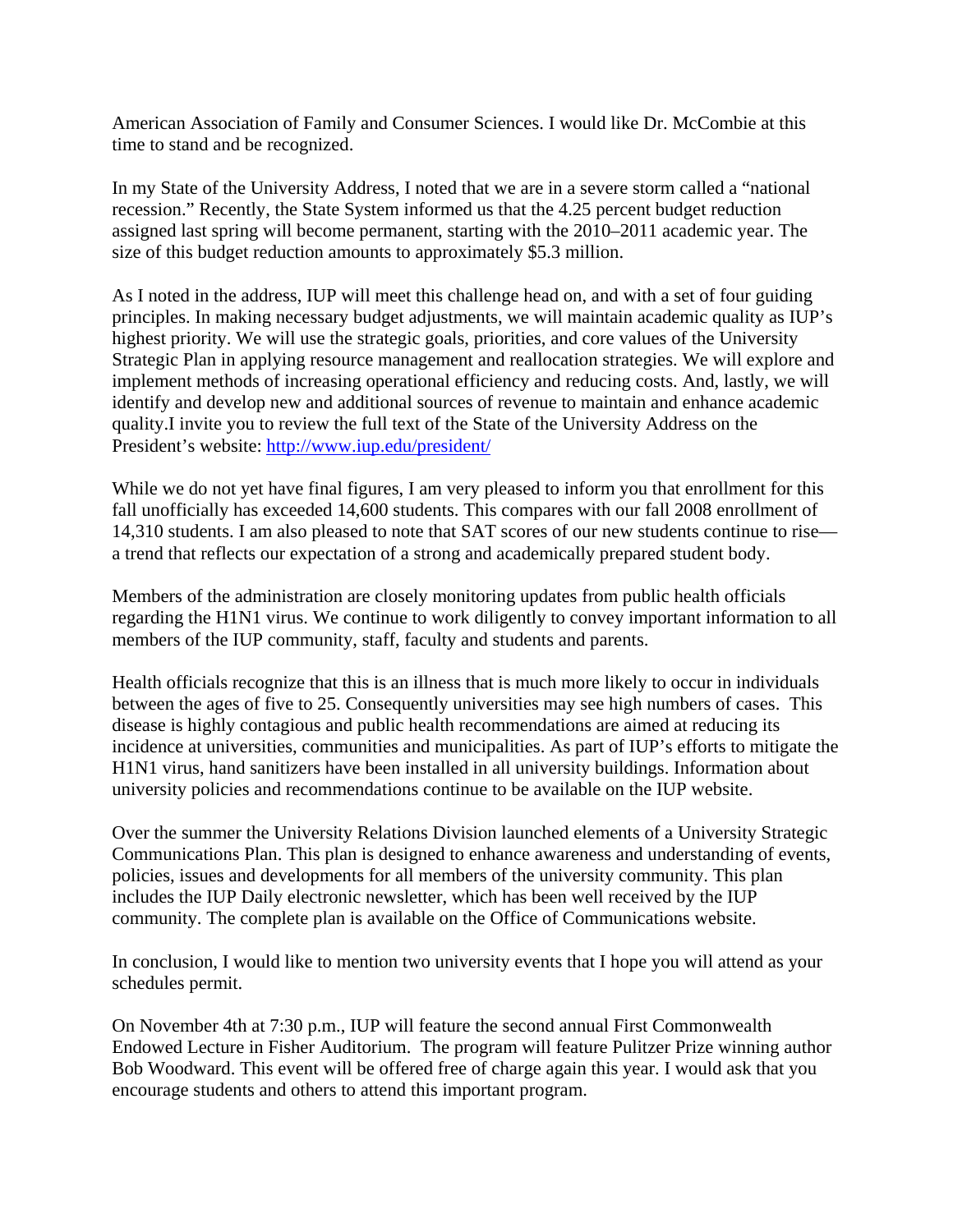American Association of Family and Consumer Sciences. I would like Dr. McCombie at this time to stand and be recognized.

In my State of the University Address, I noted that we are in a severe storm called a "national recession." Recently, the State System informed us that the 4.25 percent budget reduction assigned last spring will become permanent, starting with the 2010–2011 academic year. The size of this budget reduction amounts to approximately $5.3 million.

As I noted in the address, IUP will meet this challenge head on, and with a set of four guiding principles. In making necessary budget adjustments, we will maintain academic quality as IUP's highest priority. We will use the strategic goals, priorities, and core values of the University Strategic Plan in applying resource management and reallocation strategies. We will explore and implement methods of increasing operational efficiency and reducing costs. And, lastly, we will identify and develop new and additional sources of revenue to maintain and enhance academic quality.I invite you to review the full text of the State of the University Address on the President's website: http://www.iup.edu/president/

While we do not yet have final figures, I am very pleased to inform you that enrollment for this fall unofficially has exceeded 14,600 students. This compares with our fall 2008 enrollment of 14,310 students. I am also pleased to note that SAT scores of our new students continue to rise—a trend that reflects our expectation of a strong and academically prepared student body.

Members of the administration are closely monitoring updates from public health officials regarding the H1N1 virus. We continue to work diligently to convey important information to all members of the IUP community, staff, faculty and students and parents.

Health officials recognize that this is an illness that is much more likely to occur in individuals between the ages of five to 25. Consequently universities may see high numbers of cases. This disease is highly contagious and public health recommendations are aimed at reducing its incidence at universities, communities and municipalities. As part of IUP's efforts to mitigate the H1N1 virus, hand sanitizers have been installed in all university buildings. Information about university policies and recommendations continue to be available on the IUP website.

Over the summer the University Relations Division launched elements of a University Strategic Communications Plan. This plan is designed to enhance awareness and understanding of events, policies, issues and developments for all members of the university community. This plan includes the IUP Daily electronic newsletter, which has been well received by the IUP community. The complete plan is available on the Office of Communications website.

In conclusion, I would like to mention two university events that I hope you will attend as your schedules permit.

On November 4th at 7:30 p.m., IUP will feature the second annual First Commonwealth Endowed Lecture in Fisher Auditorium. The program will feature Pulitzer Prize winning author Bob Woodward. This event will be offered free of charge again this year. I would ask that you encourage students and others to attend this important program.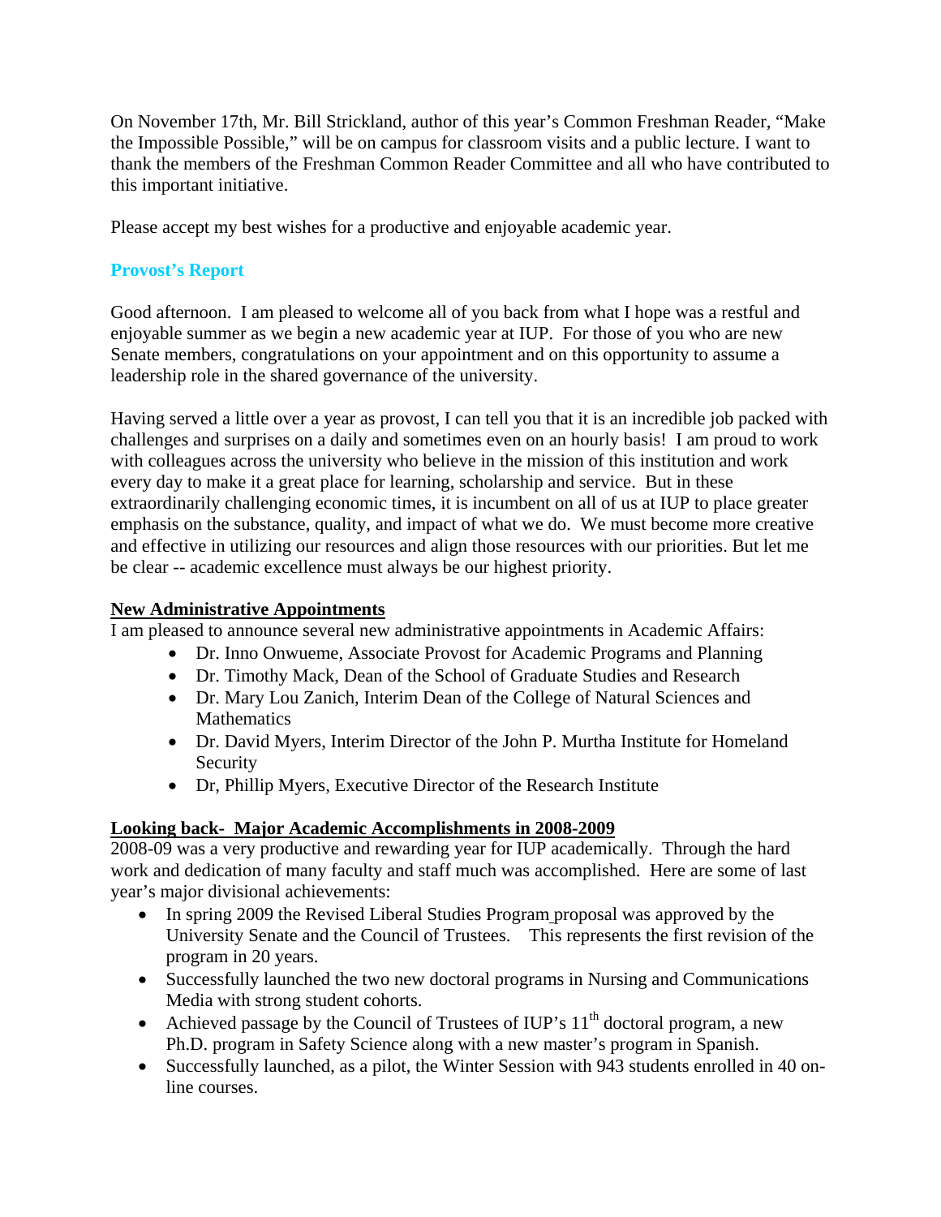On November 17th, Mr. Bill Strickland, author of this year's Common Freshman Reader, "Make the Impossible Possible," will be on campus for classroom visits and a public lecture. I want to thank the members of the Freshman Common Reader Committee and all who have contributed to this important initiative.

Please accept my best wishes for a productive and enjoyable academic year.

## Provost's Report

Good afternoon. I am pleased to welcome all of you back from what I hope was a restful and enjoyable summer as we begin a new academic year at IUP. For those of you who are new Senate members, congratulations on your appointment and on this opportunity to assume a leadership role in the shared governance of the university.

Having served a little over a year as provost, I can tell you that it is an incredible job packed with challenges and surprises on a daily and sometimes even on an hourly basis! I am proud to work with colleagues across the university who believe in the mission of this institution and work every day to make it a great place for learning, scholarship and service. But in these extraordinarily challenging economic times, it is incumbent on all of us at IUP to place greater emphasis on the substance, quality, and impact of what we do. We must become more creative and effective in utilizing our resources and align those resources with our priorities. But let me be clear -- academic excellence must always be our highest priority.

### New Administrative Appointments

I am pleased to announce several new administrative appointments in Academic Affairs:

- Dr. Inno Onwueme, Associate Provost for Academic Programs and Planning
- Dr. Timothy Mack, Dean of the School of Graduate Studies and Research
- Dr. Mary Lou Zanich, Interim Dean of the College of Natural Sciences and Mathematics
- Dr. David Myers, Interim Director of the John P. Murtha Institute for Homeland Security
- Dr, Phillip Myers, Executive Director of the Research Institute

### Looking back- Major Academic Accomplishments in 2008-2009

2008-09 was a very productive and rewarding year for IUP academically. Through the hard work and dedication of many faculty and staff much was accomplished. Here are some of last year's major divisional achievements:

- In spring 2009 the Revised Liberal Studies Program proposal was approved by the University Senate and the Council of Trustees. This represents the first revision of the program in 20 years.
- Successfully launched the two new doctoral programs in Nursing and Communications Media with strong student cohorts.
- Achieved passage by the Council of Trustees of IUP's 11th doctoral program, a new Ph.D. program in Safety Science along with a new master's program in Spanish.
- Successfully launched, as a pilot, the Winter Session with 943 students enrolled in 40 on-line courses.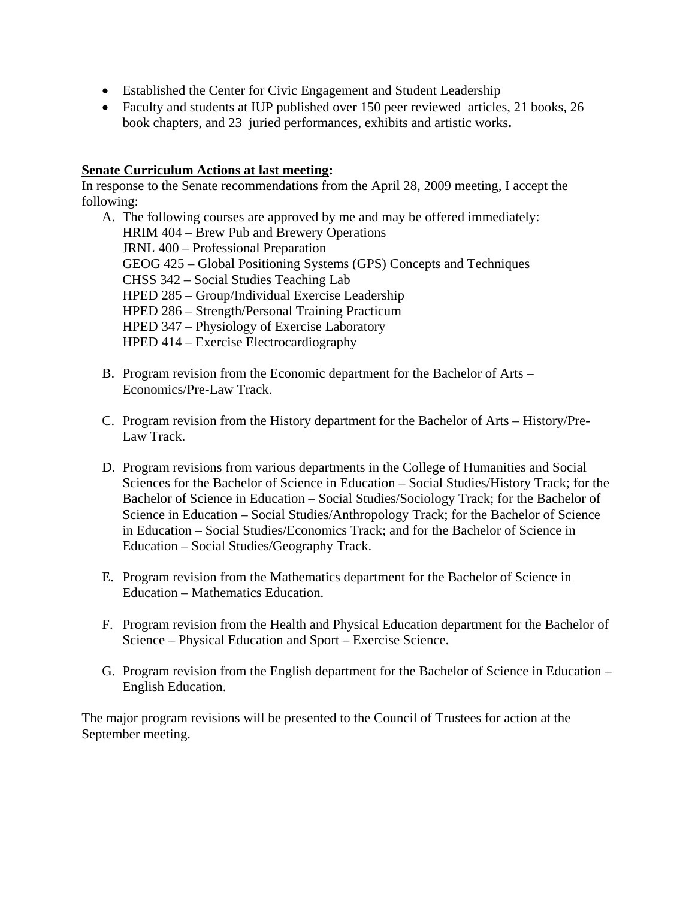- Established the Center for Civic Engagement and Student Leadership
- Faculty and students at IUP published over 150 peer reviewed articles, 21 books, 26 book chapters, and 23 juried performances, exhibits and artistic works**.**

**Senate Curriculum Actions at last meeting:**

In response to the Senate recommendations from the April 28, 2009 meeting, I accept the following:

A. The following courses are approved by me and may be offered immediately:
   HRIM 404 – Brew Pub and Brewery Operations
   JRNL 400 – Professional Preparation
   GEOG 425 – Global Positioning Systems (GPS) Concepts and Techniques
   CHSS 342 – Social Studies Teaching Lab
   HPED 285 – Group/Individual Exercise Leadership
   HPED 286 – Strength/Personal Training Practicum
   HPED 347 – Physiology of Exercise Laboratory
   HPED 414 – Exercise Electrocardiography

B. Program revision from the Economic department for the Bachelor of Arts – Economics/Pre-Law Track.

C. Program revision from the History department for the Bachelor of Arts – History/Pre-Law Track.

D. Program revisions from various departments in the College of Humanities and Social Sciences for the Bachelor of Science in Education – Social Studies/History Track; for the Bachelor of Science in Education – Social Studies/Sociology Track; for the Bachelor of Science in Education – Social Studies/Anthropology Track; for the Bachelor of Science in Education – Social Studies/Economics Track; and for the Bachelor of Science in Education – Social Studies/Geography Track.

E. Program revision from the Mathematics department for the Bachelor of Science in Education – Mathematics Education.

F. Program revision from the Health and Physical Education department for the Bachelor of Science – Physical Education and Sport – Exercise Science.

G. Program revision from the English department for the Bachelor of Science in Education – English Education.

The major program revisions will be presented to the Council of Trustees for action at the September meeting.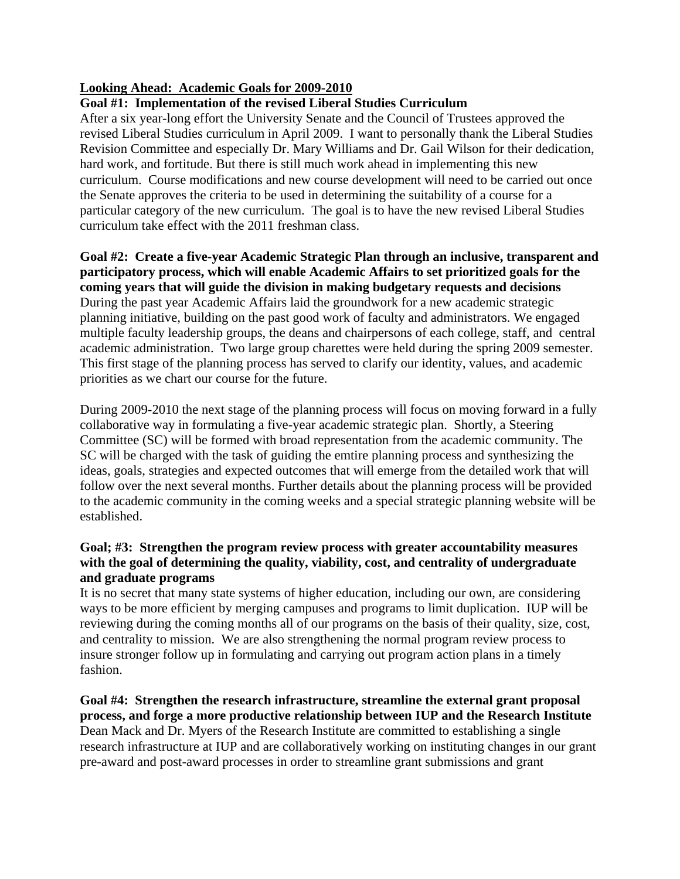**Looking Ahead: Academic Goals for 2009-2010**

**Goal #1: Implementation of the revised Liberal Studies Curriculum**

After a six year-long effort the University Senate and the Council of Trustees approved the revised Liberal Studies curriculum in April 2009. I want to personally thank the Liberal Studies Revision Committee and especially Dr. Mary Williams and Dr. Gail Wilson for their dedication, hard work, and fortitude. But there is still much work ahead in implementing this new curriculum. Course modifications and new course development will need to be carried out once the Senate approves the criteria to be used in determining the suitability of a course for a particular category of the new curriculum. The goal is to have the new revised Liberal Studies curriculum take effect with the 2011 freshman class.

**Goal #2: Create a five-year Academic Strategic Plan through an inclusive, transparent and participatory process, which will enable Academic Affairs to set prioritized goals for the coming years that will guide the division in making budgetary requests and decisions**

During the past year Academic Affairs laid the groundwork for a new academic strategic planning initiative, building on the past good work of faculty and administrators. We engaged multiple faculty leadership groups, the deans and chairpersons of each college, staff, and central academic administration. Two large group charettes were held during the spring 2009 semester. This first stage of the planning process has served to clarify our identity, values, and academic priorities as we chart our course for the future.

During 2009-2010 the next stage of the planning process will focus on moving forward in a fully collaborative way in formulating a five-year academic strategic plan. Shortly, a Steering Committee (SC) will be formed with broad representation from the academic community. The SC will be charged with the task of guiding the emtire planning process and synthesizing the ideas, goals, strategies and expected outcomes that will emerge from the detailed work that will follow over the next several months. Further details about the planning process will be provided to the academic community in the coming weeks and a special strategic planning website will be established.

**Goal; #3: Strengthen the program review process with greater accountability measures with the goal of determining the quality, viability, cost, and centrality of undergraduate and graduate programs**

It is no secret that many state systems of higher education, including our own, are considering ways to be more efficient by merging campuses and programs to limit duplication. IUP will be reviewing during the coming months all of our programs on the basis of their quality, size, cost, and centrality to mission. We are also strengthening the normal program review process to insure stronger follow up in formulating and carrying out program action plans in a timely fashion.

**Goal #4: Strengthen the research infrastructure, streamline the external grant proposal process, and forge a more productive relationship between IUP and the Research Institute**

Dean Mack and Dr. Myers of the Research Institute are committed to establishing a single research infrastructure at IUP and are collaboratively working on instituting changes in our grant pre-award and post-award processes in order to streamline grant submissions and grant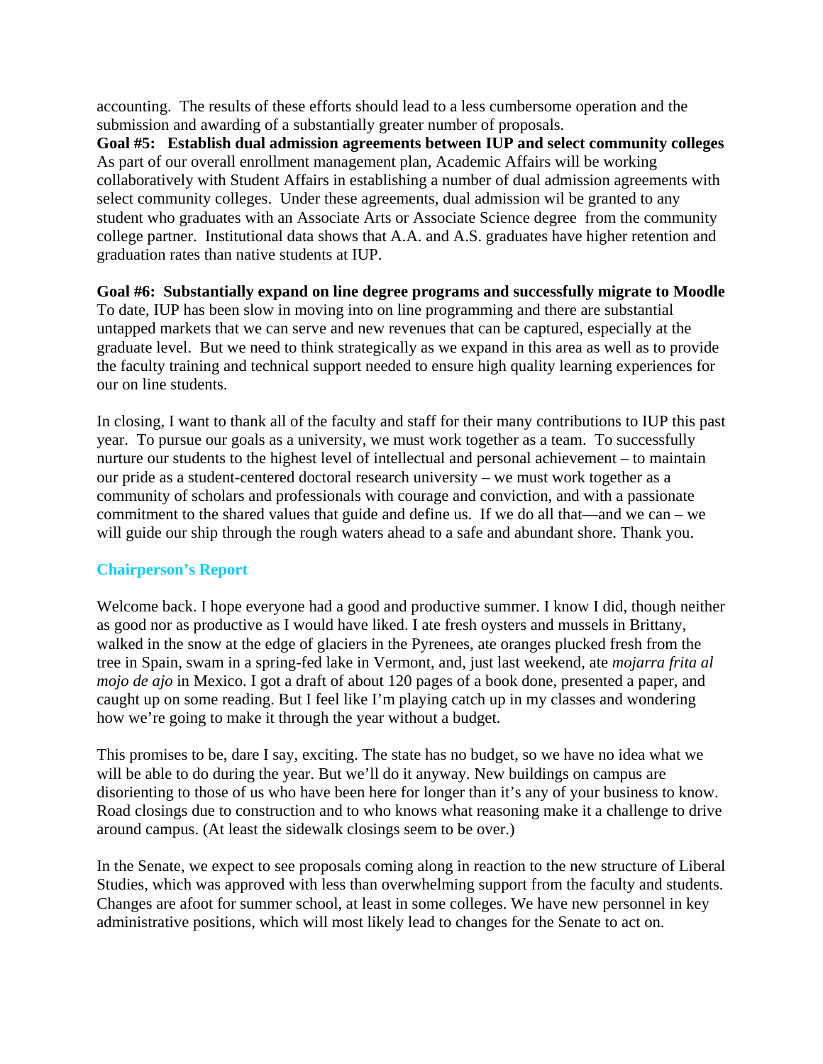accounting. The results of these efforts should lead to a less cumbersome operation and the submission and awarding of a substantially greater number of proposals.

**Goal #5: Establish dual admission agreements between IUP and select community colleges**
As part of our overall enrollment management plan, Academic Affairs will be working collaboratively with Student Affairs in establishing a number of dual admission agreements with select community colleges. Under these agreements, dual admission wil be granted to any student who graduates with an Associate Arts or Associate Science degree from the community college partner. Institutional data shows that A.A. and A.S. graduates have higher retention and graduation rates than native students at IUP.

**Goal #6: Substantially expand on line degree programs and successfully migrate to Moodle**
To date, IUP has been slow in moving into on line programming and there are substantial untapped markets that we can serve and new revenues that can be captured, especially at the graduate level. But we need to think strategically as we expand in this area as well as to provide the faculty training and technical support needed to ensure high quality learning experiences for our on line students.

In closing, I want to thank all of the faculty and staff for their many contributions to IUP this past year. To pursue our goals as a university, we must work together as a team. To successfully nurture our students to the highest level of intellectual and personal achievement – to maintain our pride as a student-centered doctoral research university – we must work together as a community of scholars and professionals with courage and conviction, and with a passionate commitment to the shared values that guide and define us. If we do all that—and we can – we will guide our ship through the rough waters ahead to a safe and abundant shore. Thank you.

## Chairperson's Report

Welcome back. I hope everyone had a good and productive summer. I know I did, though neither as good nor as productive as I would have liked. I ate fresh oysters and mussels in Brittany, walked in the snow at the edge of glaciers in the Pyrenees, ate oranges plucked fresh from the tree in Spain, swam in a spring-fed lake in Vermont, and, just last weekend, ate *mojarra frita al mojo de ajo* in Mexico. I got a draft of about 120 pages of a book done, presented a paper, and caught up on some reading. But I feel like I'm playing catch up in my classes and wondering how we're going to make it through the year without a budget.

This promises to be, dare I say, exciting. The state has no budget, so we have no idea what we will be able to do during the year. But we'll do it anyway. New buildings on campus are disorienting to those of us who have been here for longer than it's any of your business to know. Road closings due to construction and to who knows what reasoning make it a challenge to drive around campus. (At least the sidewalk closings seem to be over.)

In the Senate, we expect to see proposals coming along in reaction to the new structure of Liberal Studies, which was approved with less than overwhelming support from the faculty and students. Changes are afoot for summer school, at least in some colleges. We have new personnel in key administrative positions, which will most likely lead to changes for the Senate to act on.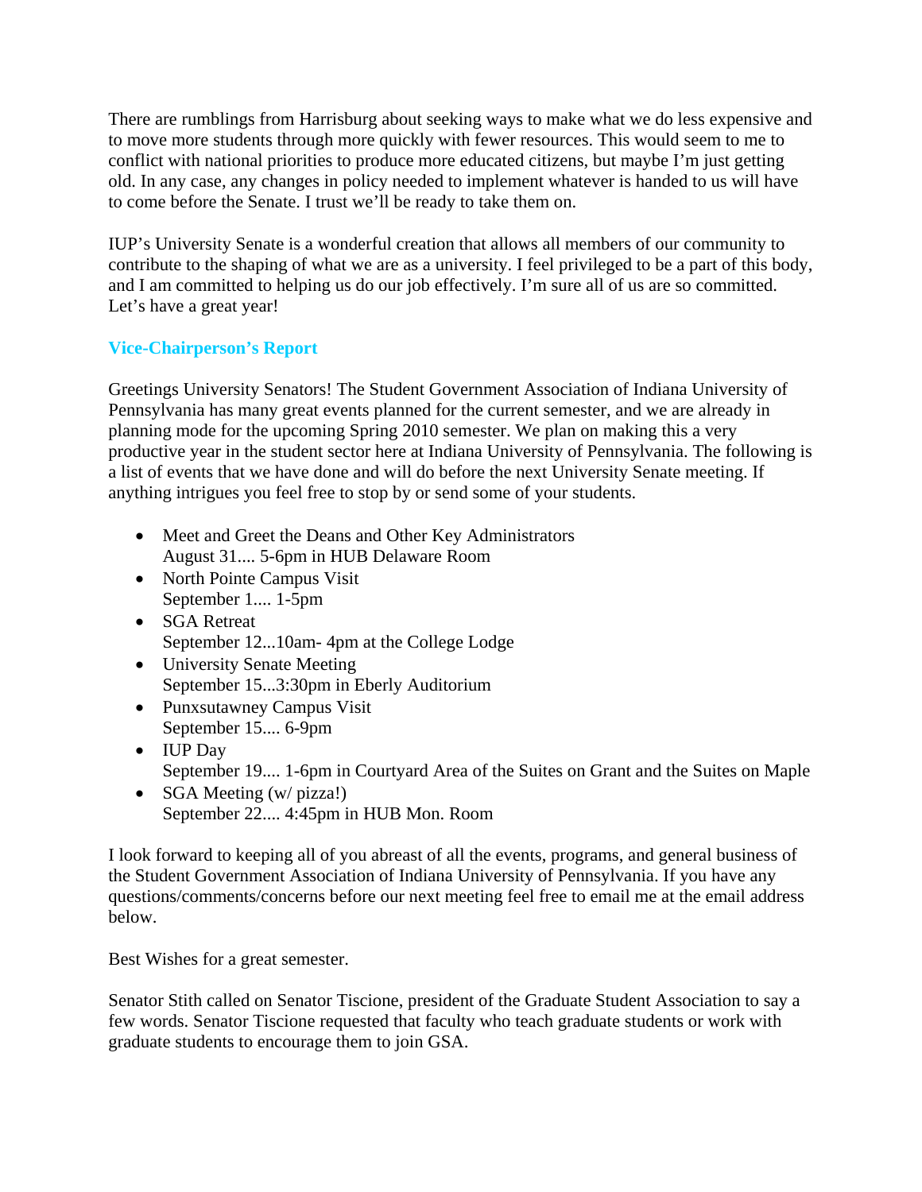There are rumblings from Harrisburg about seeking ways to make what we do less expensive and to move more students through more quickly with fewer resources. This would seem to me to conflict with national priorities to produce more educated citizens, but maybe I'm just getting old. In any case, any changes in policy needed to implement whatever is handed to us will have to come before the Senate. I trust we'll be ready to take them on.

IUP's University Senate is a wonderful creation that allows all members of our community to contribute to the shaping of what we are as a university. I feel privileged to be a part of this body, and I am committed to helping us do our job effectively. I'm sure all of us are so committed. Let's have a great year!

### Vice-Chairperson's Report

Greetings University Senators! The Student Government Association of Indiana University of Pennsylvania has many great events planned for the current semester, and we are already in planning mode for the upcoming Spring 2010 semester. We plan on making this a very productive year in the student sector here at Indiana University of Pennsylvania. The following is a list of events that we have done and will do before the next University Senate meeting. If anything intrigues you feel free to stop by or send some of your students.

- Meet and Greet the Deans and Other Key Administrators
  August 31.... 5-6pm in HUB Delaware Room
- North Pointe Campus Visit
  September 1.... 1-5pm
- SGA Retreat
  September 12...10am- 4pm at the College Lodge
- University Senate Meeting
  September 15...3:30pm in Eberly Auditorium
- Punxsutawney Campus Visit
  September 15.... 6-9pm
- IUP Day
  September 19.... 1-6pm in Courtyard Area of the Suites on Grant and the Suites on Maple
- SGA Meeting (w/ pizza!)
  September 22.... 4:45pm in HUB Mon. Room

I look forward to keeping all of you abreast of all the events, programs, and general business of the Student Government Association of Indiana University of Pennsylvania. If you have any questions/comments/concerns before our next meeting feel free to email me at the email address below.

Best Wishes for a great semester.

Senator Stith called on Senator Tiscione, president of the Graduate Student Association to say a few words. Senator Tiscione requested that faculty who teach graduate students or work with graduate students to encourage them to join GSA.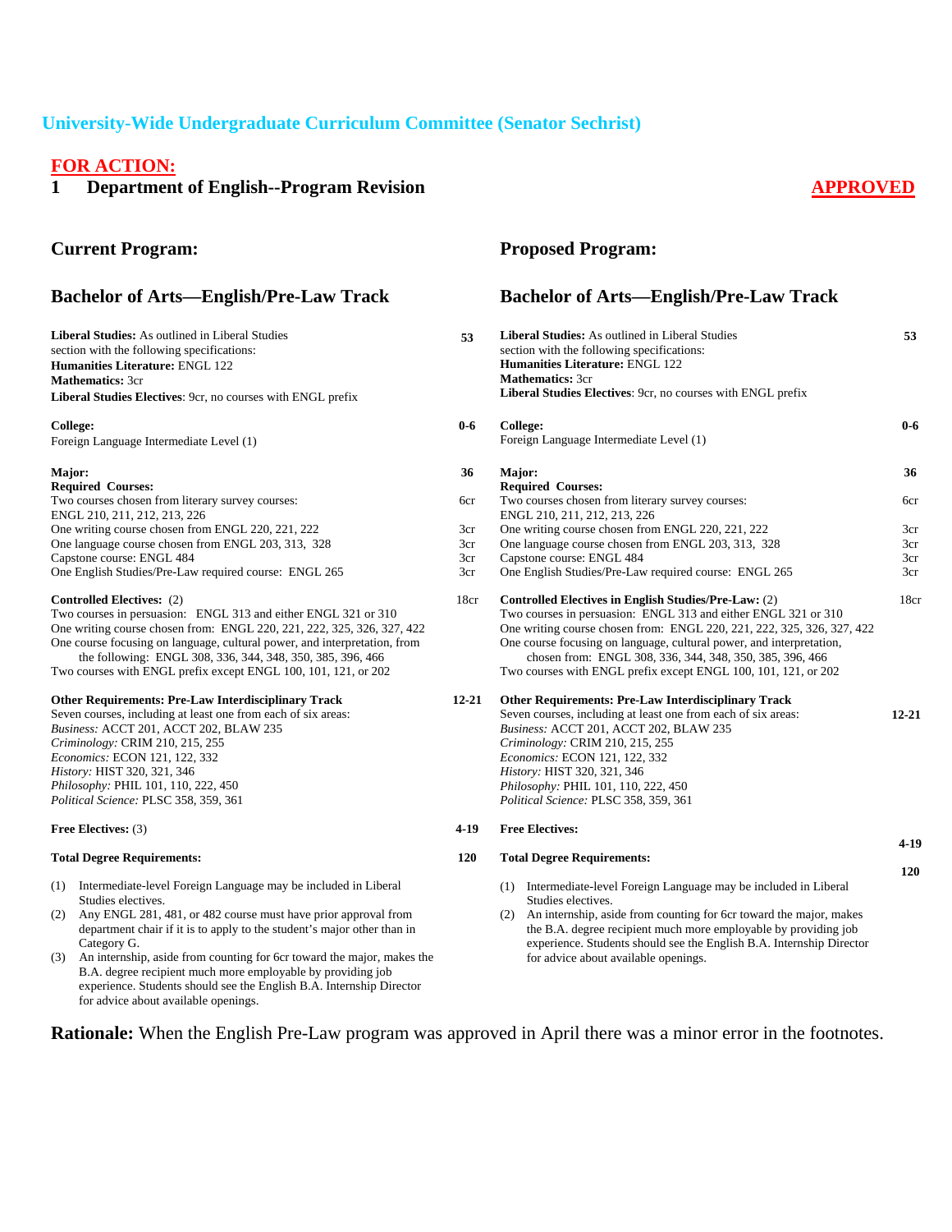## University-Wide Undergraduate Curriculum Committee (Senator Sechrist)

**FOR ACTION:**

### 1 Department of English--Program Revision

**APPROVED**

### Current Program:

### Bachelor of Arts—English/Pre-Law Track

| | | |
|---|---|---|
| **Liberal Studies:** As outlined in Liberal Studies section with the following specifications: | | 53 |
| **Humanities Literature:** ENGL 122 | | |
| **Mathematics:** 3cr | | |
| **Liberal Studies Electives**: 9cr, no courses with ENGL prefix | | |
| **College:** | | 0-6 |
| Foreign Language Intermediate Level (1) | | |
| **Major:** | | 36 |
| **Required Courses:** | | |
| Two courses chosen from literary survey courses: ENGL 210, 211, 212, 213, 226 | 6cr | |
| One writing course chosen from ENGL 220, 221, 222 | 3cr | |
| One language course chosen from ENGL 203, 313, 328 | 3cr | |
| Capstone course: ENGL 484 | 3cr | |
| One English Studies/Pre-Law required course: ENGL 265 | 3cr | |
| **Controlled Electives:** (2) | 18cr | |
| Two courses in persuasion: ENGL 313 and either ENGL 321 or 310 | | |
| One writing course chosen from: ENGL 220, 221, 222, 325, 326, 327, 422 | | |
| One course focusing on language, cultural power, and interpretation, from the following: ENGL 308, 336, 344, 348, 350, 385, 396, 466 | | |
| Two courses with ENGL prefix except ENGL 100, 101, 121, or 202 | | |
| **Other Requirements: Pre-Law Interdisciplinary Track** | | 12-21 |
| Seven courses, including at least one from each of six areas: | | |
| *Business:* ACCT 201, ACCT 202, BLAW 235 | | |
| *Criminology:* CRIM 210, 215, 255 | | |
| *Economics:* ECON 121, 122, 332 | | |
| *History:* HIST 320, 321, 346 | | |
| *Philosophy:* PHIL 101, 110, 222, 450 | | |
| *Political Science:* PLSC 358, 359, 361 | | |
| **Free Electives:** (3) | | 4-19 |
| **Total Degree Requirements:** | | 120 |

(1) Intermediate-level Foreign Language may be included in Liberal Studies electives.
(2) Any ENGL 281, 481, or 482 course must have prior approval from department chair if it is to apply to the student's major other than in Category G.
(3) An internship, aside from counting for 6cr toward the major, makes the B.A. degree recipient much more employable by providing job experience. Students should see the English B.A. Internship Director for advice about available openings.

### Proposed Program:

### Bachelor of Arts—English/Pre-Law Track

| | | |
|---|---|---|
| **Liberal Studies:** As outlined in Liberal Studies section with the following specifications: | | 53 |
| **Humanities Literature:** ENGL 122 | | |
| **Mathematics:** 3cr | | |
| **Liberal Studies Electives**: 9cr, no courses with ENGL prefix | | |
| **College:** | | 0-6 |
| Foreign Language Intermediate Level (1) | | |
| **Major:** | | 36 |
| **Required Courses:** | | |
| Two courses chosen from literary survey courses: ENGL 210, 211, 212, 213, 226 | 6cr | |
| One writing course chosen from ENGL 220, 221, 222 | 3cr | |
| One language course chosen from ENGL 203, 313, 328 | 3cr | |
| Capstone course: ENGL 484 | 3cr | |
| One English Studies/Pre-Law required course: ENGL 265 | 3cr | |
| **Controlled Electives in English Studies/Pre-Law:** (2) | 18cr | |
| Two courses in persuasion: ENGL 313 and either ENGL 321 or 310 | | |
| One writing course chosen from: ENGL 220, 221, 222, 325, 326, 327, 422 | | |
| One course focusing on language, cultural power, and interpretation, chosen from: ENGL 308, 336, 344, 348, 350, 385, 396, 466 | | |
| Two courses with ENGL prefix except ENGL 100, 101, 121, or 202 | | |
| **Other Requirements: Pre-Law Interdisciplinary Track** | | 12-21 |
| Seven courses, including at least one from each of six areas: | | |
| *Business:* ACCT 201, ACCT 202, BLAW 235 | | |
| *Criminology:* CRIM 210, 215, 255 | | |
| *Economics:* ECON 121, 122, 332 | | |
| *History:* HIST 320, 321, 346 | | |
| *Philosophy:* PHIL 101, 110, 222, 450 | | |
| *Political Science:* PLSC 358, 359, 361 | | |
| **Free Electives:** | | 4-19 |
| **Total Degree Requirements:** | | 120 |

(1) Intermediate-level Foreign Language may be included in Liberal Studies electives.
(2) An internship, aside from counting for 6cr toward the major, makes the B.A. degree recipient much more employable by providing job experience. Students should see the English B.A. Internship Director for advice about available openings.

**Rationale:** When the English Pre-Law program was approved in April there was a minor error in the footnotes.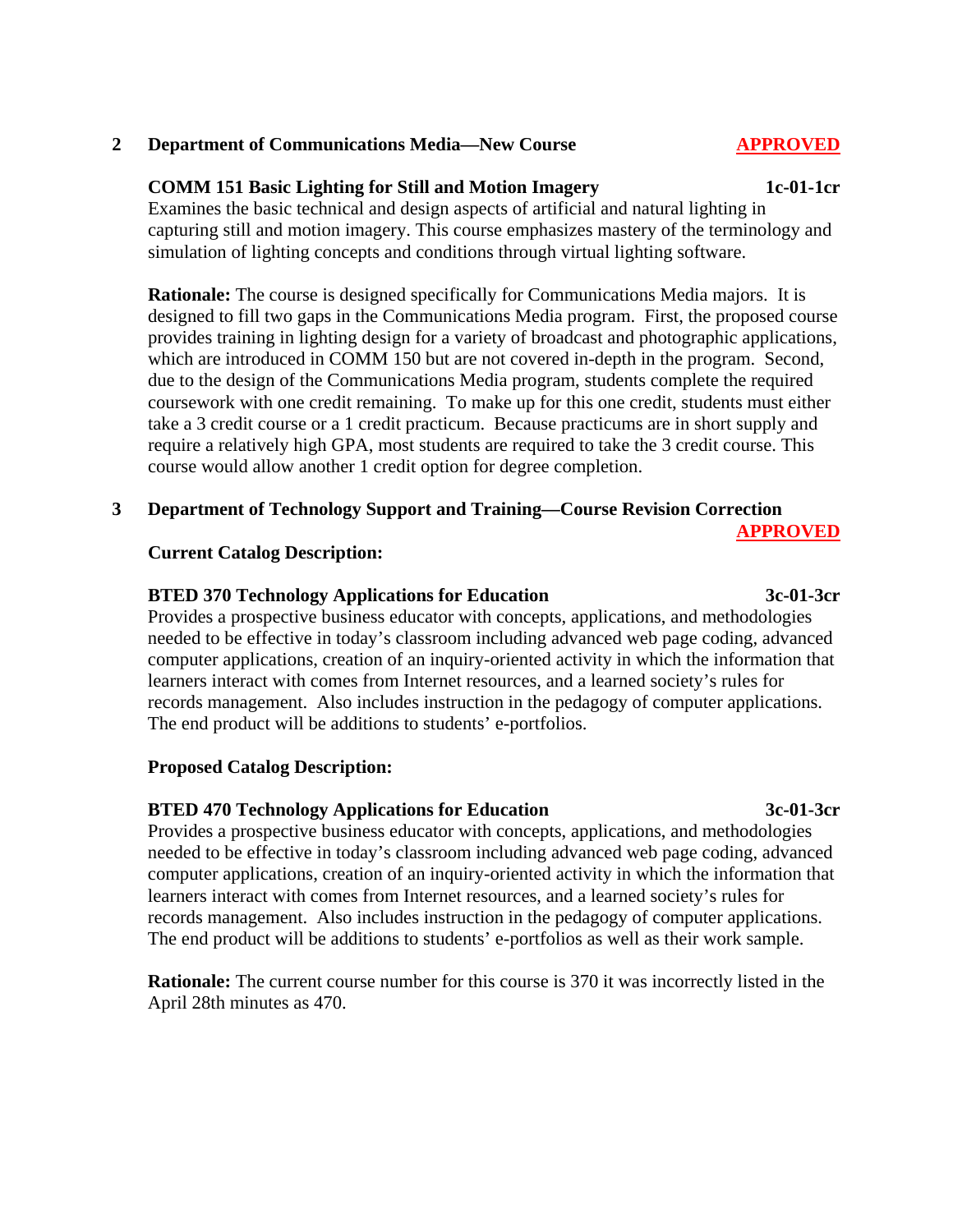**2 Department of Communications Media—New Course** **APPROVED**

**COMM 151 Basic Lighting for Still and Motion Imagery** **1c-01-1cr**

Examines the basic technical and design aspects of artificial and natural lighting in capturing still and motion imagery. This course emphasizes mastery of the terminology and simulation of lighting concepts and conditions through virtual lighting software.

**Rationale:** The course is designed specifically for Communications Media majors. It is designed to fill two gaps in the Communications Media program. First, the proposed course provides training in lighting design for a variety of broadcast and photographic applications, which are introduced in COMM 150 but are not covered in-depth in the program. Second, due to the design of the Communications Media program, students complete the required coursework with one credit remaining. To make up for this one credit, students must either take a 3 credit course or a 1 credit practicum. Because practicums are in short supply and require a relatively high GPA, most students are required to take the 3 credit course. This course would allow another 1 credit option for degree completion.

**3 Department of Technology Support and Training—Course Revision Correction** **APPROVED**

**Current Catalog Description:**

**BTED 370 Technology Applications for Education** **3c-01-3cr**

Provides a prospective business educator with concepts, applications, and methodologies needed to be effective in today's classroom including advanced web page coding, advanced computer applications, creation of an inquiry-oriented activity in which the information that learners interact with comes from Internet resources, and a learned society's rules for records management. Also includes instruction in the pedagogy of computer applications. The end product will be additions to students' e-portfolios.

**Proposed Catalog Description:**

**BTED 470 Technology Applications for Education** **3c-01-3cr**

Provides a prospective business educator with concepts, applications, and methodologies needed to be effective in today's classroom including advanced web page coding, advanced computer applications, creation of an inquiry-oriented activity in which the information that learners interact with comes from Internet resources, and a learned society's rules for records management. Also includes instruction in the pedagogy of computer applications. The end product will be additions to students' e-portfolios as well as their work sample.

**Rationale:** The current course number for this course is 370 it was incorrectly listed in the April 28th minutes as 470.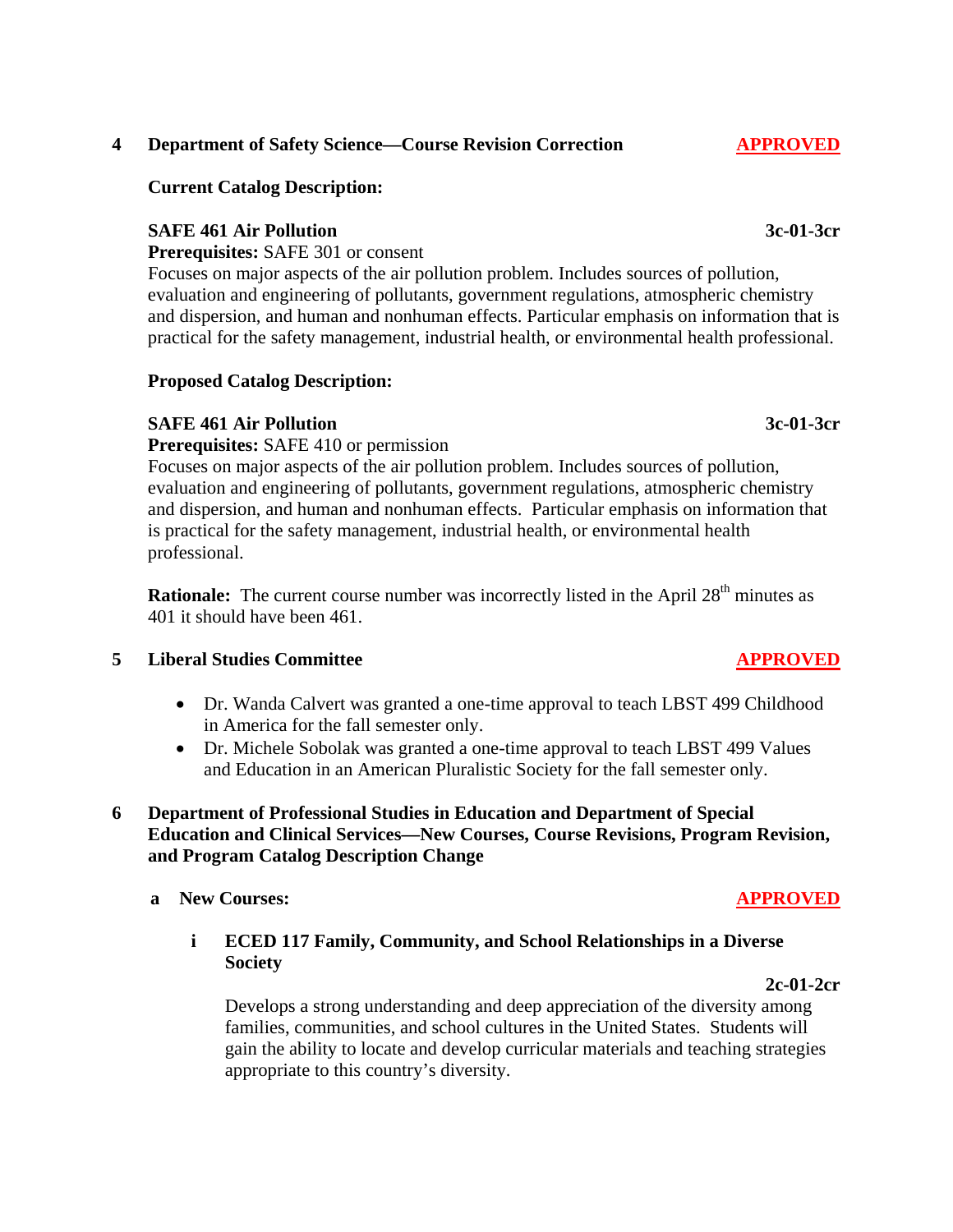**4 Department of Safety Science—Course Revision Correction** **APPROVED**

**Current Catalog Description:**

**SAFE 461 Air Pollution** **3c-01-3cr**

**Prerequisites:** SAFE 301 or consent

Focuses on major aspects of the air pollution problem. Includes sources of pollution, evaluation and engineering of pollutants, government regulations, atmospheric chemistry and dispersion, and human and nonhuman effects. Particular emphasis on information that is practical for the safety management, industrial health, or environmental health professional.

**Proposed Catalog Description:**

**SAFE 461 Air Pollution** **3c-01-3cr**

**Prerequisites:** SAFE 410 or permission

Focuses on major aspects of the air pollution problem. Includes sources of pollution, evaluation and engineering of pollutants, government regulations, atmospheric chemistry and dispersion, and human and nonhuman effects. Particular emphasis on information that is practical for the safety management, industrial health, or environmental health professional.

**Rationale:** The current course number was incorrectly listed in the April 28th minutes as 401 it should have been 461.

**5 Liberal Studies Committee** **APPROVED**

- Dr. Wanda Calvert was granted a one-time approval to teach LBST 499 Childhood in America for the fall semester only.
- Dr. Michele Sobolak was granted a one-time approval to teach LBST 499 Values and Education in an American Pluralistic Society for the fall semester only.

**6 Department of Professional Studies in Education and Department of Special Education and Clinical Services—New Courses, Course Revisions, Program Revision, and Program Catalog Description Change**

**a New Courses:** **APPROVED**

**i ECED 117 Family, Community, and School Relationships in a Diverse Society**

**2c-01-2cr**

Develops a strong understanding and deep appreciation of the diversity among families, communities, and school cultures in the United States. Students will gain the ability to locate and develop curricular materials and teaching strategies appropriate to this country's diversity.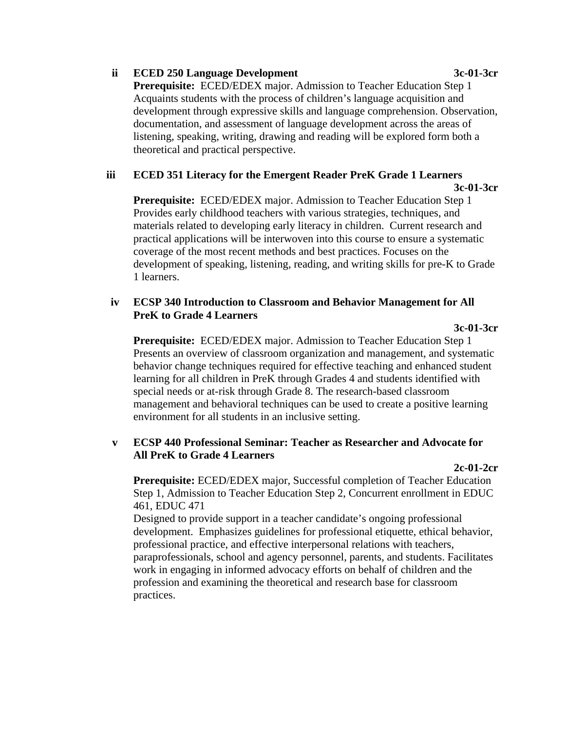**ii** **ECED 250 Language Development** **3c-01-3cr**

**Prerequisite:** ECED/EDEX major. Admission to Teacher Education Step 1
Acquaints students with the process of children's language acquisition and development through expressive skills and language comprehension. Observation, documentation, and assessment of language development across the areas of listening, speaking, writing, drawing and reading will be explored form both a theoretical and practical perspective.

**iii** **ECED 351 Literacy for the Emergent Reader PreK Grade 1 Learners** **3c-01-3cr**

**Prerequisite:** ECED/EDEX major. Admission to Teacher Education Step 1
Provides early childhood teachers with various strategies, techniques, and materials related to developing early literacy in children. Current research and practical applications will be interwoven into this course to ensure a systematic coverage of the most recent methods and best practices. Focuses on the development of speaking, listening, reading, and writing skills for pre-K to Grade 1 learners.

**iv** **ECSP 340 Introduction to Classroom and Behavior Management for All PreK to Grade 4 Learners** **3c-01-3cr**

**Prerequisite:** ECED/EDEX major. Admission to Teacher Education Step 1
Presents an overview of classroom organization and management, and systematic behavior change techniques required for effective teaching and enhanced student learning for all children in PreK through Grades 4 and students identified with special needs or at-risk through Grade 8. The research-based classroom management and behavioral techniques can be used to create a positive learning environment for all students in an inclusive setting.

**v** **ECSP 440 Professional Seminar: Teacher as Researcher and Advocate for All PreK to Grade 4 Learners** **2c-01-2cr**

**Prerequisite:** ECED/EDEX major, Successful completion of Teacher Education Step 1, Admission to Teacher Education Step 2, Concurrent enrollment in EDUC 461, EDUC 471
Designed to provide support in a teacher candidate's ongoing professional development. Emphasizes guidelines for professional etiquette, ethical behavior, professional practice, and effective interpersonal relations with teachers, paraprofessionals, school and agency personnel, parents, and students. Facilitates work in engaging in informed advocacy efforts on behalf of children and the profession and examining the theoretical and research base for classroom practices.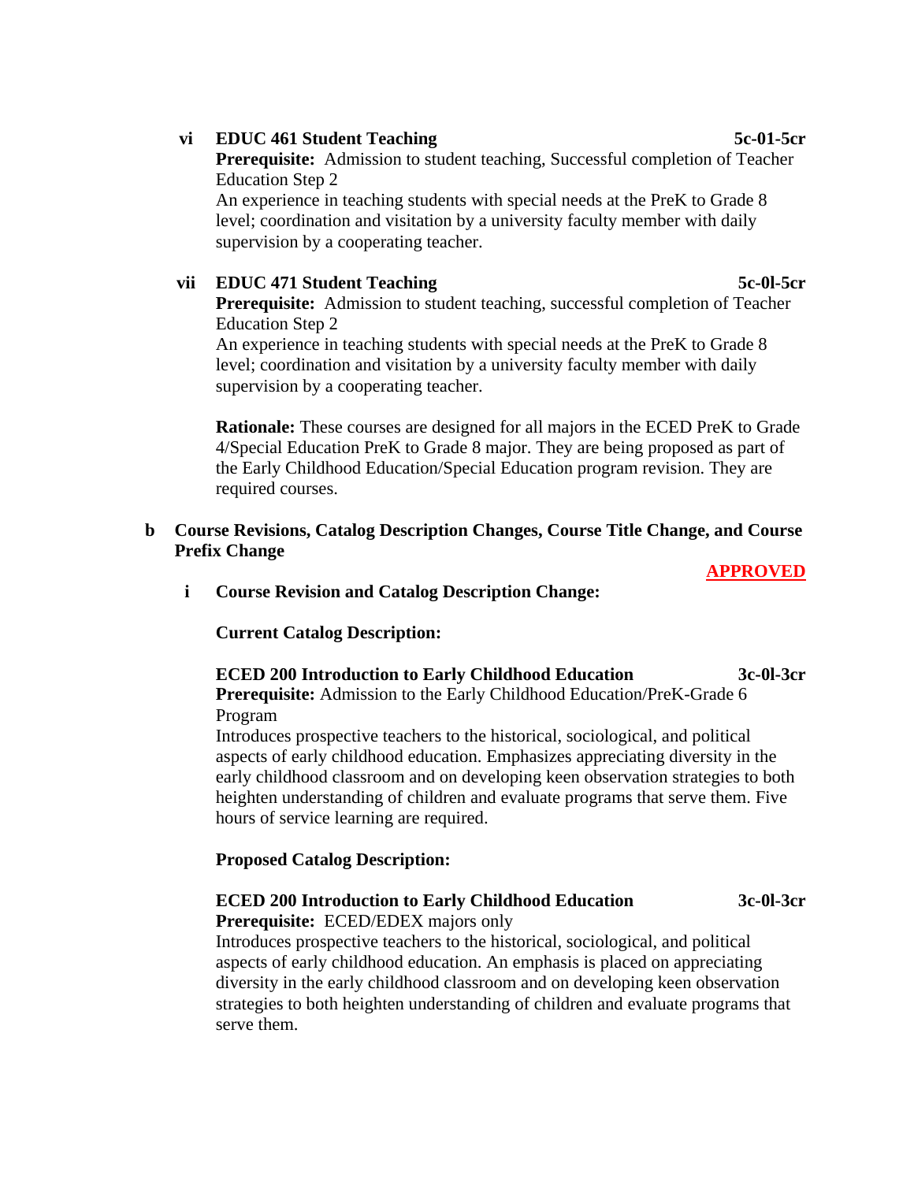**vi EDUC 461 Student Teaching** **5c-01-5cr**

**Prerequisite:** Admission to student teaching, Successful completion of Teacher Education Step 2

An experience in teaching students with special needs at the PreK to Grade 8 level; coordination and visitation by a university faculty member with daily supervision by a cooperating teacher.

**vii EDUC 471 Student Teaching** **5c-0l-5cr**

**Prerequisite:** Admission to student teaching, successful completion of Teacher Education Step 2

An experience in teaching students with special needs at the PreK to Grade 8 level; coordination and visitation by a university faculty member with daily supervision by a cooperating teacher.

**Rationale:** These courses are designed for all majors in the ECED PreK to Grade 4/Special Education PreK to Grade 8 major. They are being proposed as part of the Early Childhood Education/Special Education program revision. They are required courses.

**b Course Revisions, Catalog Description Changes, Course Title Change, and Course Prefix Change**

**APPROVED**

**i Course Revision and Catalog Description Change:**

**Current Catalog Description:**

**ECED 200 Introduction to Early Childhood Education** **3c-0l-3cr**

**Prerequisite:** Admission to the Early Childhood Education/PreK-Grade 6 Program

Introduces prospective teachers to the historical, sociological, and political aspects of early childhood education. Emphasizes appreciating diversity in the early childhood classroom and on developing keen observation strategies to both heighten understanding of children and evaluate programs that serve them. Five hours of service learning are required.

**Proposed Catalog Description:**

**ECED 200 Introduction to Early Childhood Education** **3c-0l-3cr**

**Prerequisite:** ECED/EDEX majors only

Introduces prospective teachers to the historical, sociological, and political aspects of early childhood education. An emphasis is placed on appreciating diversity in the early childhood classroom and on developing keen observation strategies to both heighten understanding of children and evaluate programs that serve them.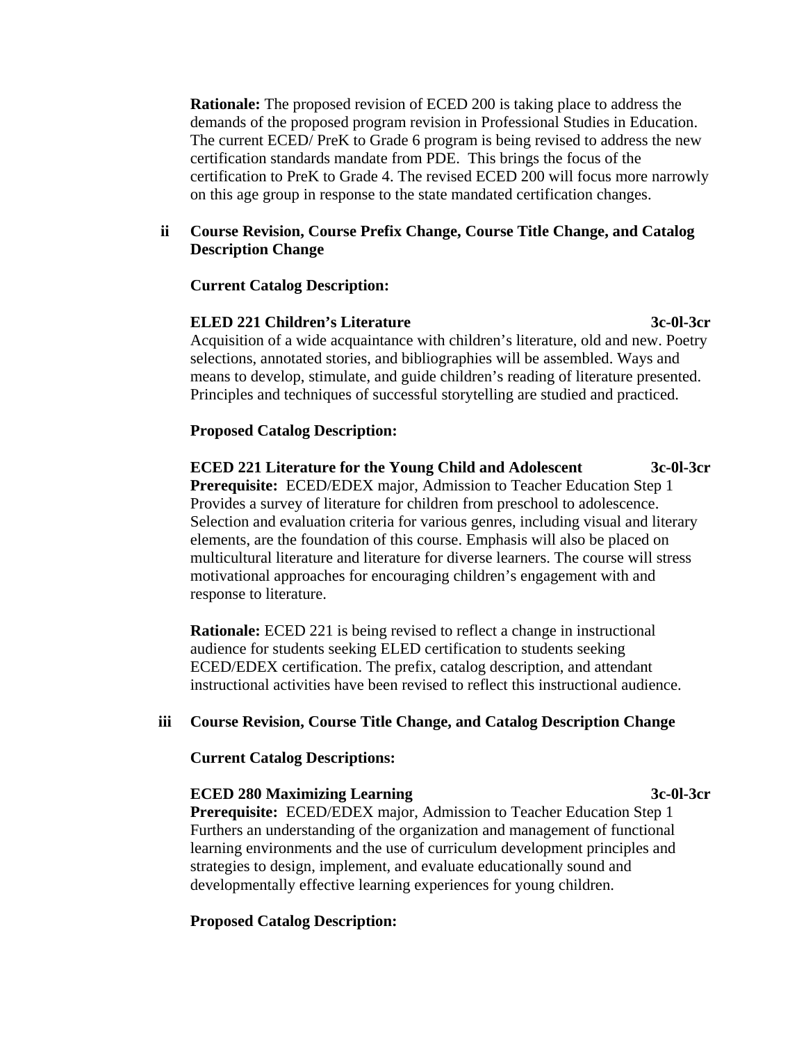**Rationale:** The proposed revision of ECED 200 is taking place to address the demands of the proposed program revision in Professional Studies in Education. The current ECED/ PreK to Grade 6 program is being revised to address the new certification standards mandate from PDE.  This brings the focus of the certification to PreK to Grade 4. The revised ECED 200 will focus more narrowly on this age group in response to the state mandated certification changes.

**ii Course Revision, Course Prefix Change, Course Title Change, and Catalog Description Change**

**Current Catalog Description:**

**ELED 221 Children's Literature 3c-0l-3cr**

Acquisition of a wide acquaintance with children's literature, old and new. Poetry selections, annotated stories, and bibliographies will be assembled. Ways and means to develop, stimulate, and guide children's reading of literature presented. Principles and techniques of successful storytelling are studied and practiced.

**Proposed Catalog Description:**

**ECED 221 Literature for the Young Child and Adolescent 3c-0l-3cr**

**Prerequisite:** ECED/EDEX major, Admission to Teacher Education Step 1

Provides a survey of literature for children from preschool to adolescence. Selection and evaluation criteria for various genres, including visual and literary elements, are the foundation of this course. Emphasis will also be placed on multicultural literature and literature for diverse learners. The course will stress motivational approaches for encouraging children's engagement with and response to literature.

**Rationale:** ECED 221 is being revised to reflect a change in instructional audience for students seeking ELED certification to students seeking ECED/EDEX certification. The prefix, catalog description, and attendant instructional activities have been revised to reflect this instructional audience.

**iii Course Revision, Course Title Change, and Catalog Description Change**

**Current Catalog Descriptions:**

**ECED 280 Maximizing Learning 3c-0l-3cr**

**Prerequisite:** ECED/EDEX major, Admission to Teacher Education Step 1

Furthers an understanding of the organization and management of functional learning environments and the use of curriculum development principles and strategies to design, implement, and evaluate educationally sound and developmentally effective learning experiences for young children.

**Proposed Catalog Description:**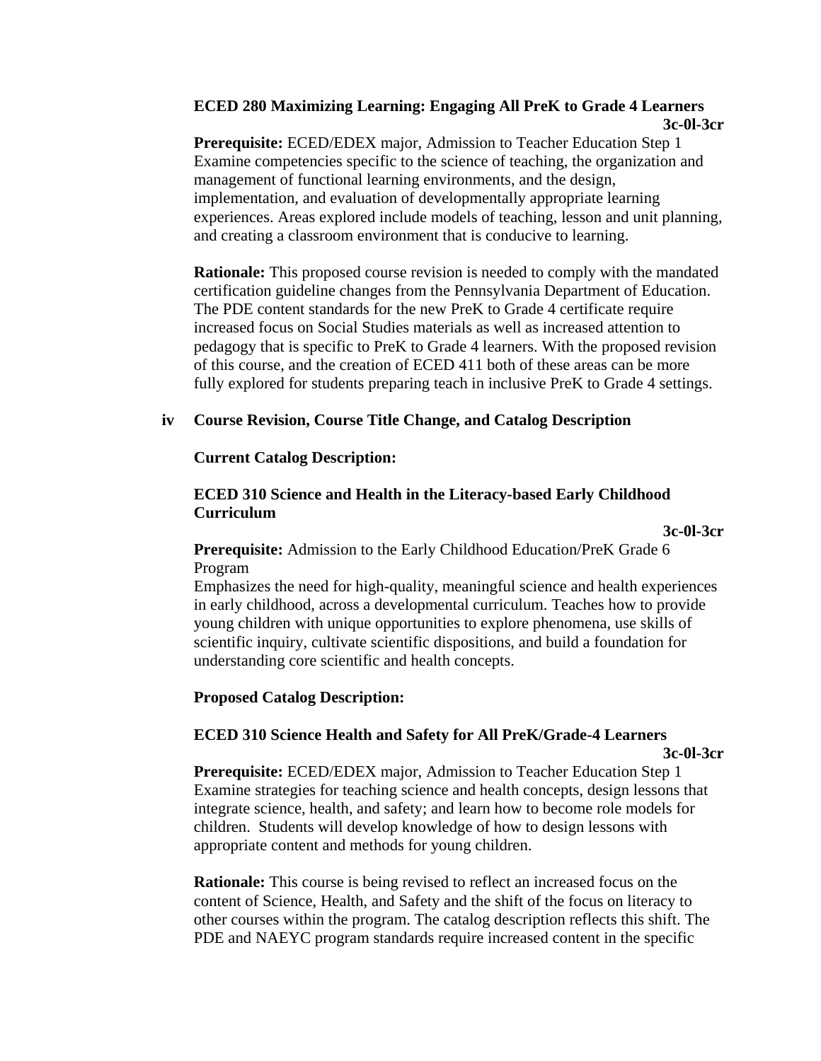**ECED 280 Maximizing Learning: Engaging All PreK to Grade 4 Learners**
**3c-0l-3cr**

**Prerequisite:** ECED/EDEX major, Admission to Teacher Education Step 1
Examine competencies specific to the science of teaching, the organization and management of functional learning environments, and the design, implementation, and evaluation of developmentally appropriate learning experiences. Areas explored include models of teaching, lesson and unit planning, and creating a classroom environment that is conducive to learning.

**Rationale:** This proposed course revision is needed to comply with the mandated certification guideline changes from the Pennsylvania Department of Education. The PDE content standards for the new PreK to Grade 4 certificate require increased focus on Social Studies materials as well as increased attention to pedagogy that is specific to PreK to Grade 4 learners. With the proposed revision of this course, and the creation of ECED 411 both of these areas can be more fully explored for students preparing teach in inclusive PreK to Grade 4 settings.

**iv Course Revision, Course Title Change, and Catalog Description**

**Current Catalog Description:**

**ECED 310 Science and Health in the Literacy-based Early Childhood Curriculum**
**3c-0l-3cr**

**Prerequisite:** Admission to the Early Childhood Education/PreK Grade 6 Program
Emphasizes the need for high-quality, meaningful science and health experiences in early childhood, across a developmental curriculum. Teaches how to provide young children with unique opportunities to explore phenomena, use skills of scientific inquiry, cultivate scientific dispositions, and build a foundation for understanding core scientific and health concepts.

**Proposed Catalog Description:**

**ECED 310 Science Health and Safety for All PreK/Grade-4 Learners**
**3c-0l-3cr**

**Prerequisite:** ECED/EDEX major, Admission to Teacher Education Step 1
Examine strategies for teaching science and health concepts, design lessons that integrate science, health, and safety; and learn how to become role models for children. Students will develop knowledge of how to design lessons with appropriate content and methods for young children.

**Rationale:** This course is being revised to reflect an increased focus on the content of Science, Health, and Safety and the shift of the focus on literacy to other courses within the program. The catalog description reflects this shift. The PDE and NAEYC program standards require increased content in the specific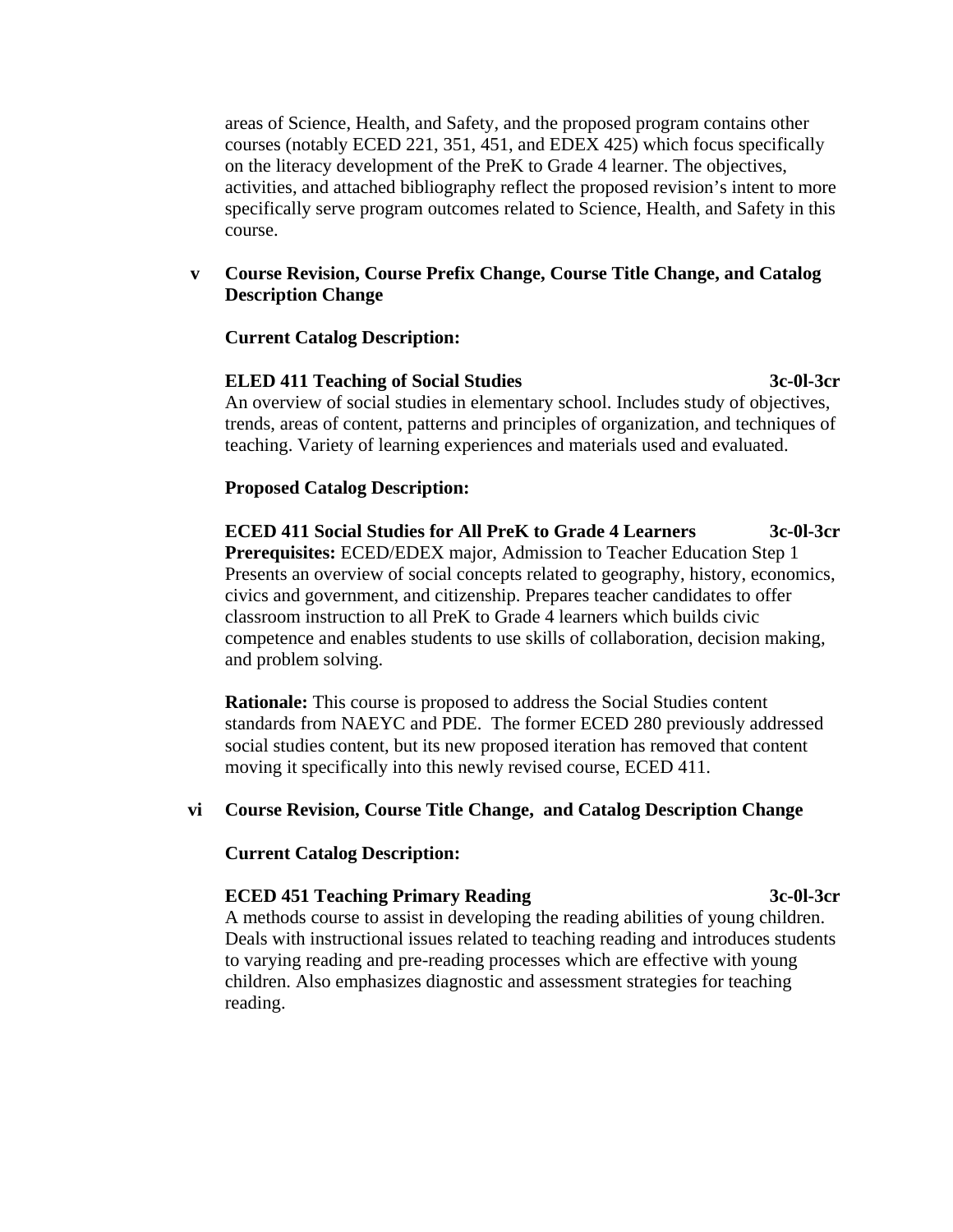areas of Science, Health, and Safety, and the proposed program contains other courses (notably ECED 221, 351, 451, and EDEX 425) which focus specifically on the literacy development of the PreK to Grade 4 learner. The objectives, activities, and attached bibliography reflect the proposed revision's intent to more specifically serve program outcomes related to Science, Health, and Safety in this course.

**v Course Revision, Course Prefix Change, Course Title Change, and Catalog Description Change**

**Current Catalog Description:**

**ELED 411 Teaching of Social Studies 3c-0l-3cr**
An overview of social studies in elementary school. Includes study of objectives, trends, areas of content, patterns and principles of organization, and techniques of teaching. Variety of learning experiences and materials used and evaluated.

**Proposed Catalog Description:**

**ECED 411 Social Studies for All PreK to Grade 4 Learners 3c-0l-3cr**
**Prerequisites:** ECED/EDEX major, Admission to Teacher Education Step 1
Presents an overview of social concepts related to geography, history, economics, civics and government, and citizenship. Prepares teacher candidates to offer classroom instruction to all PreK to Grade 4 learners which builds civic competence and enables students to use skills of collaboration, decision making, and problem solving.

**Rationale:** This course is proposed to address the Social Studies content standards from NAEYC and PDE. The former ECED 280 previously addressed social studies content, but its new proposed iteration has removed that content moving it specifically into this newly revised course, ECED 411.

**vi Course Revision, Course Title Change, and Catalog Description Change**

**Current Catalog Description:**

**ECED 451 Teaching Primary Reading 3c-0l-3cr**
A methods course to assist in developing the reading abilities of young children. Deals with instructional issues related to teaching reading and introduces students to varying reading and pre-reading processes which are effective with young children. Also emphasizes diagnostic and assessment strategies for teaching reading.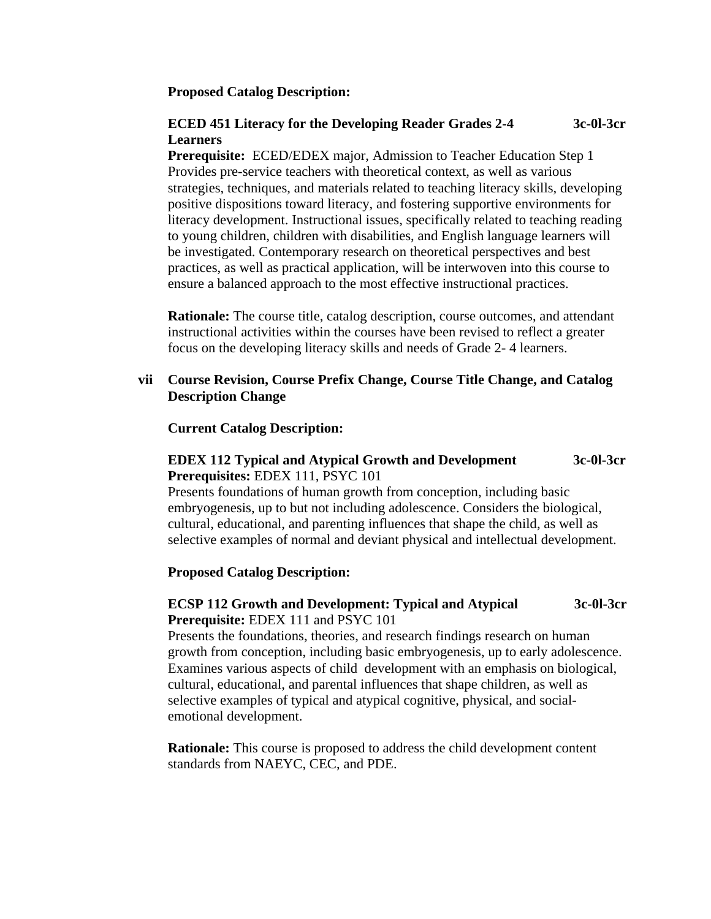**Proposed Catalog Description:**

**ECED 451 Literacy for the Developing Reader Grades 2-4 Learners** **3c-0l-3cr**
**Prerequisite:** ECED/EDEX major, Admission to Teacher Education Step 1
Provides pre-service teachers with theoretical context, as well as various strategies, techniques, and materials related to teaching literacy skills, developing positive dispositions toward literacy, and fostering supportive environments for literacy development. Instructional issues, specifically related to teaching reading to young children, children with disabilities, and English language learners will be investigated. Contemporary research on theoretical perspectives and best practices, as well as practical application, will be interwoven into this course to ensure a balanced approach to the most effective instructional practices.

**Rationale:** The course title, catalog description, course outcomes, and attendant instructional activities within the courses have been revised to reflect a greater focus on the developing literacy skills and needs of Grade 2- 4 learners.

**vii Course Revision, Course Prefix Change, Course Title Change, and Catalog Description Change**

**Current Catalog Description:**

**EDEX 112 Typical and Atypical Growth and Development** **3c-0l-3cr**
**Prerequisites:** EDEX 111, PSYC 101
Presents foundations of human growth from conception, including basic embryogenesis, up to but not including adolescence. Considers the biological, cultural, educational, and parenting influences that shape the child, as well as selective examples of normal and deviant physical and intellectual development.

**Proposed Catalog Description:**

**ECSP 112 Growth and Development: Typical and Atypical** **3c-0l-3cr**
**Prerequisite:** EDEX 111 and PSYC 101
Presents the foundations, theories, and research findings research on human growth from conception, including basic embryogenesis, up to early adolescence. Examines various aspects of child development with an emphasis on biological, cultural, educational, and parental influences that shape children, as well as selective examples of typical and atypical cognitive, physical, and social-emotional development.

**Rationale:** This course is proposed to address the child development content standards from NAEYC, CEC, and PDE.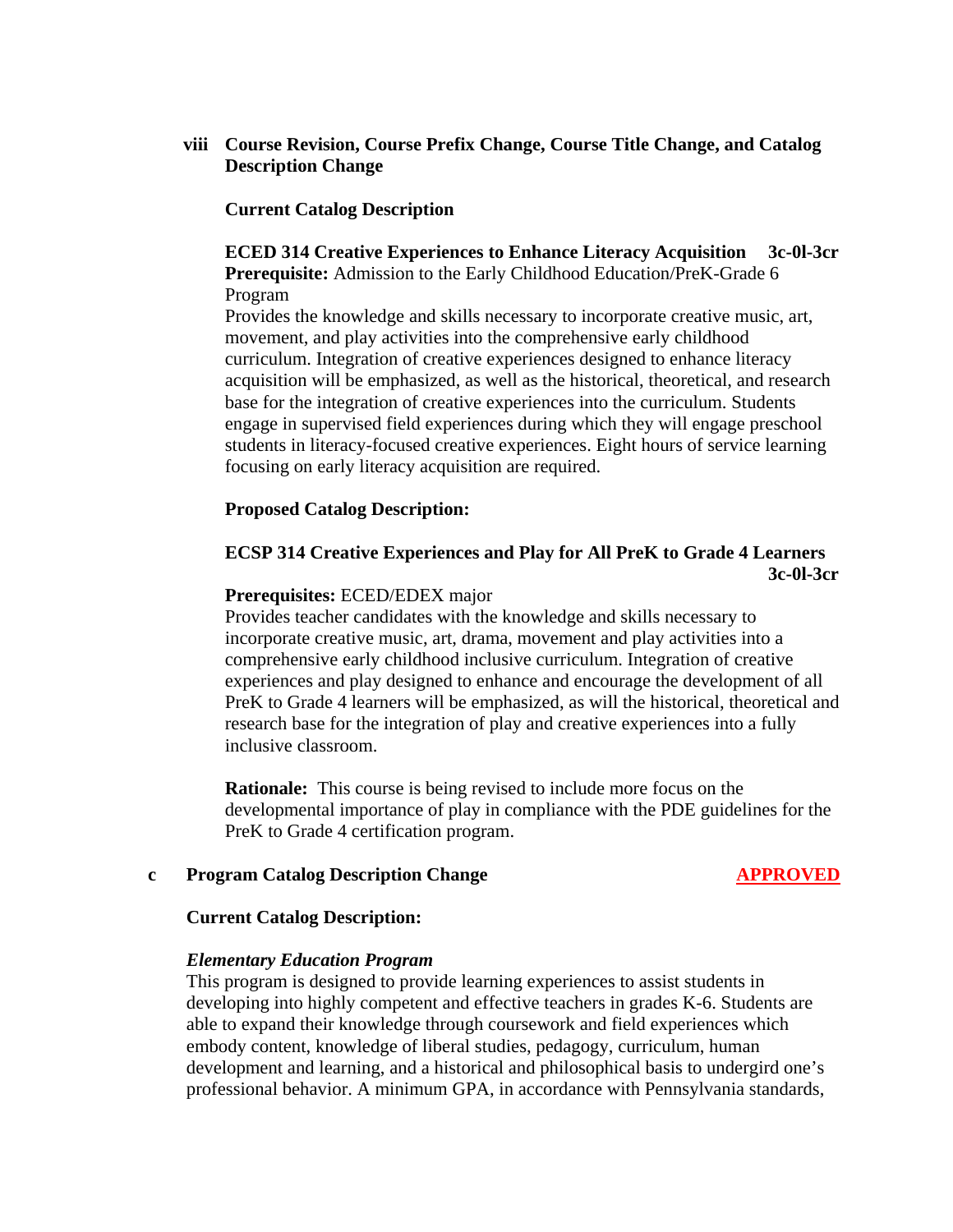**viii Course Revision, Course Prefix Change, Course Title Change, and Catalog Description Change**

**Current Catalog Description**

**ECED 314 Creative Experiences to Enhance Literacy Acquisition 3c-0l-3cr**
**Prerequisite:** Admission to the Early Childhood Education/PreK-Grade 6 Program
Provides the knowledge and skills necessary to incorporate creative music, art, movement, and play activities into the comprehensive early childhood curriculum. Integration of creative experiences designed to enhance literacy acquisition will be emphasized, as well as the historical, theoretical, and research base for the integration of creative experiences into the curriculum. Students engage in supervised field experiences during which they will engage preschool students in literacy-focused creative experiences. Eight hours of service learning focusing on early literacy acquisition are required.

**Proposed Catalog Description:**

**ECSP 314 Creative Experiences and Play for All PreK to Grade 4 Learners 3c-0l-3cr**

**Prerequisites:** ECED/EDEX major
Provides teacher candidates with the knowledge and skills necessary to incorporate creative music, art, drama, movement and play activities into a comprehensive early childhood inclusive curriculum. Integration of creative experiences and play designed to enhance and encourage the development of all PreK to Grade 4 learners will be emphasized, as will the historical, theoretical and research base for the integration of play and creative experiences into a fully inclusive classroom.

**Rationale:** This course is being revised to include more focus on the developmental importance of play in compliance with the PDE guidelines for the PreK to Grade 4 certification program.

**c Program Catalog Description Change** **APPROVED**

**Current Catalog Description:**

***Elementary Education Program***
This program is designed to provide learning experiences to assist students in developing into highly competent and effective teachers in grades K-6. Students are able to expand their knowledge through coursework and field experiences which embody content, knowledge of liberal studies, pedagogy, curriculum, human development and learning, and a historical and philosophical basis to undergird one's professional behavior. A minimum GPA, in accordance with Pennsylvania standards,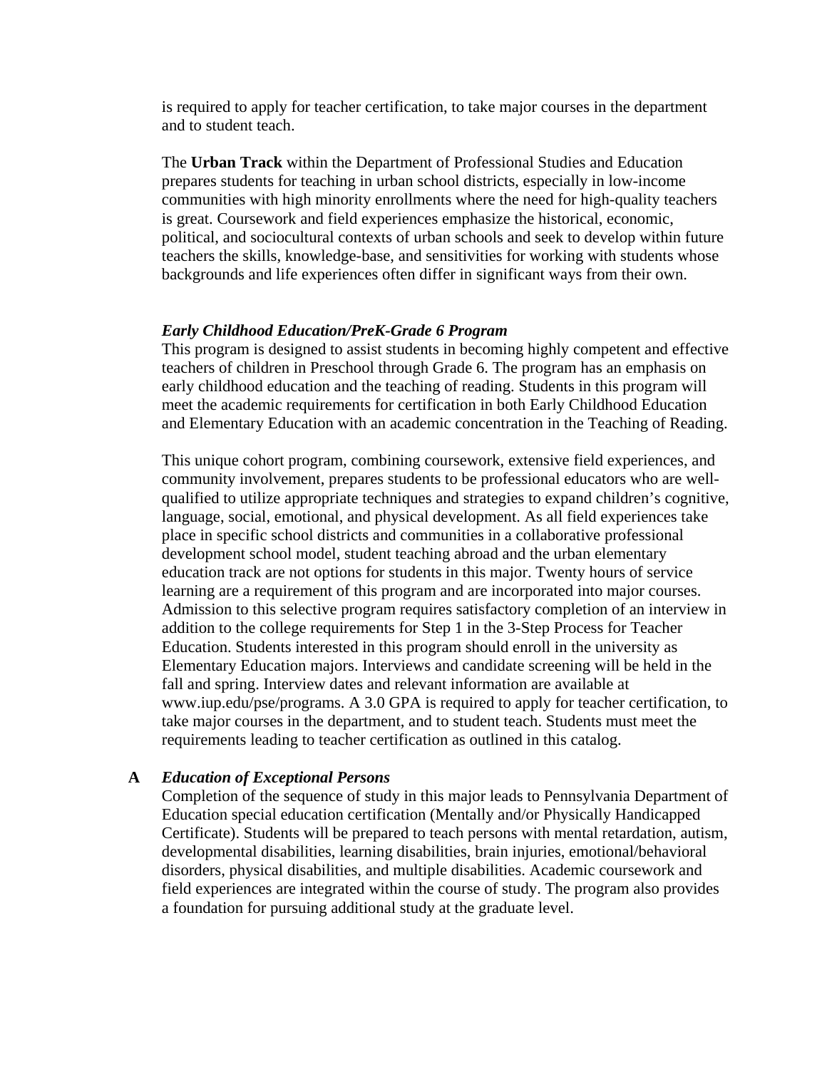is required to apply for teacher certification, to take major courses in the department and to student teach.

The **Urban Track** within the Department of Professional Studies and Education prepares students for teaching in urban school districts, especially in low-income communities with high minority enrollments where the need for high-quality teachers is great. Coursework and field experiences emphasize the historical, economic, political, and sociocultural contexts of urban schools and seek to develop within future teachers the skills, knowledge-base, and sensitivities for working with students whose backgrounds and life experiences often differ in significant ways from their own.

***Early Childhood Education/PreK-Grade 6 Program***

This program is designed to assist students in becoming highly competent and effective teachers of children in Preschool through Grade 6. The program has an emphasis on early childhood education and the teaching of reading. Students in this program will meet the academic requirements for certification in both Early Childhood Education and Elementary Education with an academic concentration in the Teaching of Reading.

This unique cohort program, combining coursework, extensive field experiences, and community involvement, prepares students to be professional educators who are well-qualified to utilize appropriate techniques and strategies to expand children's cognitive, language, social, emotional, and physical development. As all field experiences take place in specific school districts and communities in a collaborative professional development school model, student teaching abroad and the urban elementary education track are not options for students in this major. Twenty hours of service learning are a requirement of this program and are incorporated into major courses. Admission to this selective program requires satisfactory completion of an interview in addition to the college requirements for Step 1 in the 3-Step Process for Teacher Education. Students interested in this program should enroll in the university as Elementary Education majors. Interviews and candidate screening will be held in the fall and spring. Interview dates and relevant information are available at www.iup.edu/pse/programs. A 3.0 GPA is required to apply for teacher certification, to take major courses in the department, and to student teach. Students must meet the requirements leading to teacher certification as outlined in this catalog.

**A** ***Education of Exceptional Persons***

Completion of the sequence of study in this major leads to Pennsylvania Department of Education special education certification (Mentally and/or Physically Handicapped Certificate). Students will be prepared to teach persons with mental retardation, autism, developmental disabilities, learning disabilities, brain injuries, emotional/behavioral disorders, physical disabilities, and multiple disabilities. Academic coursework and field experiences are integrated within the course of study. The program also provides a foundation for pursuing additional study at the graduate level.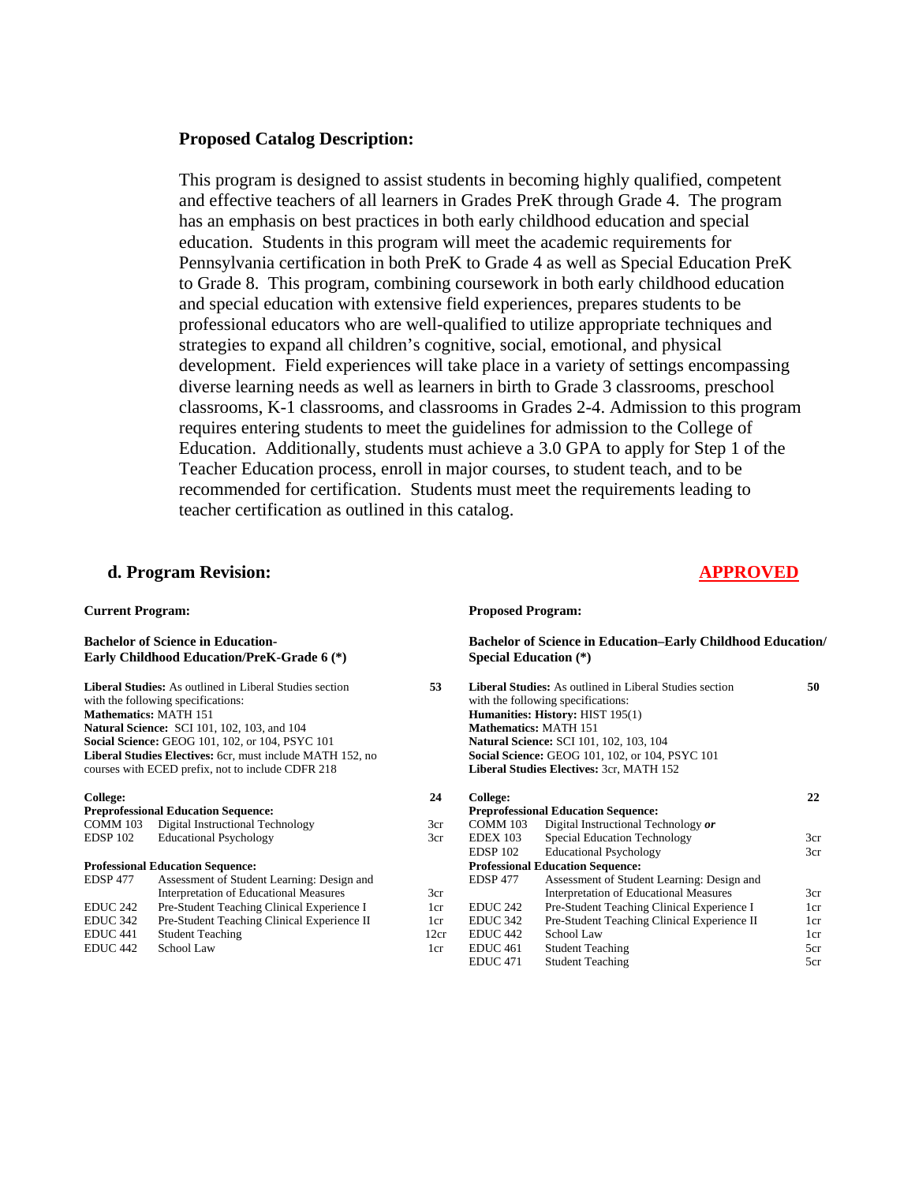**Proposed Catalog Description:**

This program is designed to assist students in becoming highly qualified, competent and effective teachers of all learners in Grades PreK through Grade 4. The program has an emphasis on best practices in both early childhood education and special education. Students in this program will meet the academic requirements for Pennsylvania certification in both PreK to Grade 4 as well as Special Education PreK to Grade 8. This program, combining coursework in both early childhood education and special education with extensive field experiences, prepares students to be professional educators who are well-qualified to utilize appropriate techniques and strategies to expand all children's cognitive, social, emotional, and physical development. Field experiences will take place in a variety of settings encompassing diverse learning needs as well as learners in birth to Grade 3 classrooms, preschool classrooms, K-1 classrooms, and classrooms in Grades 2-4. Admission to this program requires entering students to meet the guidelines for admission to the College of Education. Additionally, students must achieve a 3.0 GPA to apply for Step 1 of the Teacher Education process, enroll in major courses, to student teach, and to be recommended for certification. Students must meet the requirements leading to teacher certification as outlined in this catalog.

## d. Program Revision: APPROVED

**Current Program:**

**Bachelor of Science in Education-Early Childhood Education/PreK-Grade 6 (*)**

**Liberal Studies:** As outlined in Liberal Studies section with the following specifications: **53**
**Mathematics:** MATH 151
**Natural Science:** SCI 101, 102, 103, and 104
**Social Science:** GEOG 101, 102, or 104, PSYC 101
**Liberal Studies Electives:** 6cr, must include MATH 152, no courses with ECED prefix, not to include CDFR 218

**College:** **24**

**Preprofessional Education Sequence:**

| | | |
|---|---|---|
| COMM 103 | Digital Instructional Technology | 3cr |
| EDSP 102 | Educational Psychology | 3cr |

**Professional Education Sequence:**

| | | |
|---|---|---|
| EDSP 477 | Assessment of Student Learning: Design and Interpretation of Educational Measures | 3cr |
| EDUC 242 | Pre-Student Teaching Clinical Experience I | 1cr |
| EDUC 342 | Pre-Student Teaching Clinical Experience II | 1cr |
| EDUC 441 | Student Teaching | 12cr |
| EDUC 442 | School Law | 1cr |

**Proposed Program:**

**Bachelor of Science in Education–Early Childhood Education/Special Education (*)**

**Liberal Studies:** As outlined in Liberal Studies section with the following specifications: **50**
**Humanities: History:** HIST 195(1)
**Mathematics:** MATH 151
**Natural Science:** SCI 101, 102, 103, 104
**Social Science:** GEOG 101, 102, or 104, PSYC 101
**Liberal Studies Electives:** 3cr, MATH 152

**College:** **22**

**Preprofessional Education Sequence:**

| | | |
|---|---|---|
| COMM 103 | Digital Instructional Technology ***or*** | |
| EDEX 103 | Special Education Technology | 3cr |
| EDSP 102 | Educational Psychology | 3cr |

**Professional Education Sequence:**

| | | |
|---|---|---|
| EDSP 477 | Assessment of Student Learning: Design and Interpretation of Educational Measures | 3cr |
| EDUC 242 | Pre-Student Teaching Clinical Experience I | 1cr |
| EDUC 342 | Pre-Student Teaching Clinical Experience II | 1cr |
| EDUC 442 | School Law | 1cr |
| EDUC 461 | Student Teaching | 5cr |
| EDUC 471 | Student Teaching | 5cr |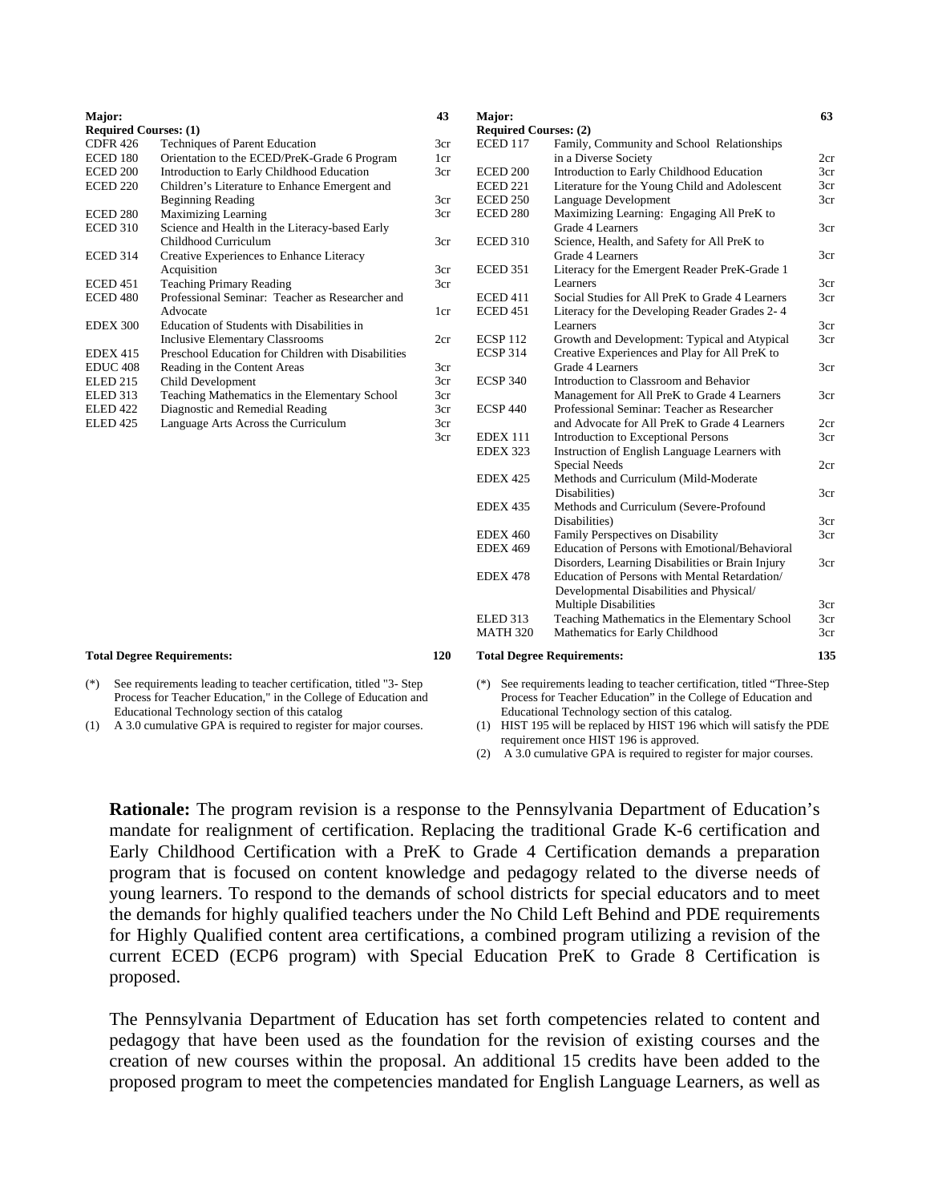| Major: | | 43 |
|---|---|---|
| **Required Courses: (1)** | | |
| CDFR 426 | Techniques of Parent Education | 3cr |
| ECED 180 | Orientation to the ECED/PreK-Grade 6 Program | 1cr |
| ECED 200 | Introduction to Early Childhood Education | 3cr |
| ECED 220 | Children's Literature to Enhance Emergent and Beginning Reading | 3cr |
| ECED 280 | Maximizing Learning | 3cr |
| ECED 310 | Science and Health in the Literacy-based Early Childhood Curriculum | 3cr |
| ECED 314 | Creative Experiences to Enhance Literacy Acquisition | 3cr |
| ECED 451 | Teaching Primary Reading | 3cr |
| ECED 480 | Professional Seminar: Teacher as Researcher and Advocate | 1cr |
| EDEX 300 | Education of Students with Disabilities in Inclusive Elementary Classrooms | 2cr |
| EDEX 415 | Preschool Education for Children with Disabilities | |
| EDUC 408 | Reading in the Content Areas | 3cr |
| ELED 215 | Child Development | 3cr |
| ELED 313 | Teaching Mathematics in the Elementary School | 3cr |
| ELED 422 | Diagnostic and Remedial Reading | 3cr |
| ELED 425 | Language Arts Across the Curriculum | 3cr |
| | | 3cr |
| **Total Degree Requirements:** | | **120** |

(*) See requirements leading to teacher certification, titled "3- Step Process for Teacher Education," in the College of Education and Educational Technology section of this catalog

(1) A 3.0 cumulative GPA is required to register for major courses.

| Major: | | 63 |
|---|---|---|
| **Required Courses: (2)** | | |
| ECED 117 | Family, Community and School Relationships in a Diverse Society | 2cr |
| ECED 200 | Introduction to Early Childhood Education | 3cr |
| ECED 221 | Literature for the Young Child and Adolescent | 3cr |
| ECED 250 | Language Development | 3cr |
| ECED 280 | Maximizing Learning: Engaging All PreK to Grade 4 Learners | 3cr |
| ECED 310 | Science, Health, and Safety for All PreK to Grade 4 Learners | 3cr |
| ECED 351 | Literacy for the Emergent Reader PreK-Grade 1 Learners | 3cr |
| ECED 411 | Social Studies for All PreK to Grade 4 Learners | 3cr |
| ECED 451 | Literacy for the Developing Reader Grades 2- 4 Learners | 3cr |
| ECSP 112 | Growth and Development: Typical and Atypical | 3cr |
| ECSP 314 | Creative Experiences and Play for All PreK to Grade 4 Learners | 3cr |
| ECSP 340 | Introduction to Classroom and Behavior Management for All PreK to Grade 4 Learners | 3cr |
| ECSP 440 | Professional Seminar: Teacher as Researcher and Advocate for All PreK to Grade 4 Learners | 2cr |
| EDEX 111 | Introduction to Exceptional Persons | 3cr |
| EDEX 323 | Instruction of English Language Learners with Special Needs | 2cr |
| EDEX 425 | Methods and Curriculum (Mild-Moderate Disabilities) | 3cr |
| EDEX 435 | Methods and Curriculum (Severe-Profound Disabilities) | 3cr |
| EDEX 460 | Family Perspectives on Disability | 3cr |
| EDEX 469 | Education of Persons with Emotional/Behavioral Disorders, Learning Disabilities or Brain Injury | 3cr |
| EDEX 478 | Education of Persons with Mental Retardation/ Developmental Disabilities and Physical/ Multiple Disabilities | 3cr |
| ELED 313 | Teaching Mathematics in the Elementary School | 3cr |
| MATH 320 | Mathematics for Early Childhood | 3cr |
| **Total Degree Requirements:** | | **135** |

(*) See requirements leading to teacher certification, titled "Three-Step Process for Teacher Education" in the College of Education and Educational Technology section of this catalog.

(1) HIST 195 will be replaced by HIST 196 which will satisfy the PDE requirement once HIST 196 is approved.

(2) A 3.0 cumulative GPA is required to register for major courses.

**Rationale:** The program revision is a response to the Pennsylvania Department of Education's mandate for realignment of certification. Replacing the traditional Grade K-6 certification and Early Childhood Certification with a PreK to Grade 4 Certification demands a preparation program that is focused on content knowledge and pedagogy related to the diverse needs of young learners. To respond to the demands of school districts for special educators and to meet the demands for highly qualified teachers under the No Child Left Behind and PDE requirements for Highly Qualified content area certifications, a combined program utilizing a revision of the current ECED (ECP6 program) with Special Education PreK to Grade 8 Certification is proposed.

The Pennsylvania Department of Education has set forth competencies related to content and pedagogy that have been used as the foundation for the revision of existing courses and the creation of new courses within the proposal. An additional 15 credits have been added to the proposed program to meet the competencies mandated for English Language Learners, as well as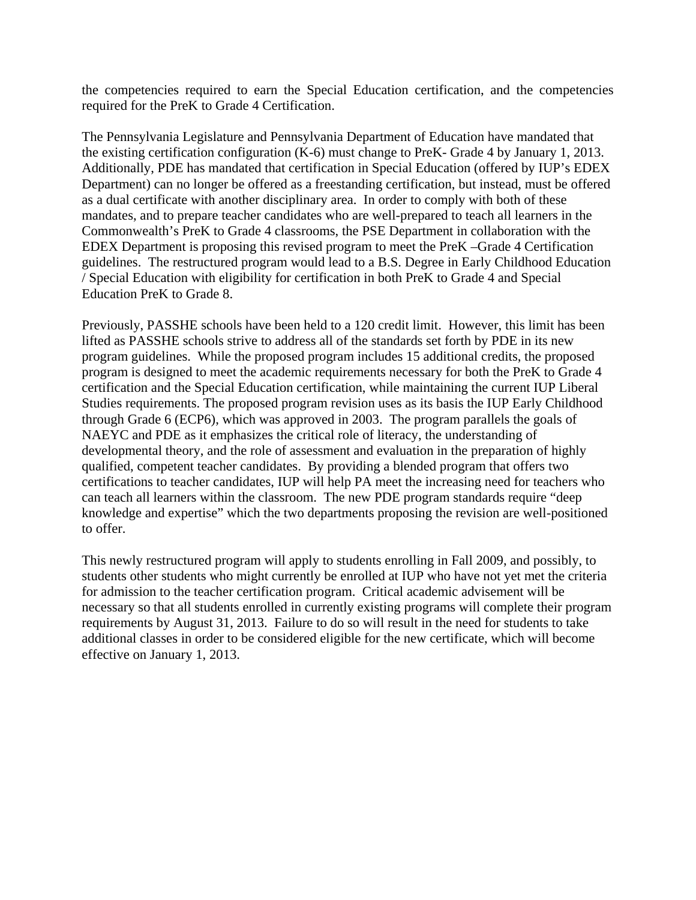the competencies required to earn the Special Education certification, and the competencies required for the PreK to Grade 4 Certification.

The Pennsylvania Legislature and Pennsylvania Department of Education have mandated that the existing certification configuration (K-6) must change to PreK- Grade 4 by January 1, 2013. Additionally, PDE has mandated that certification in Special Education (offered by IUP's EDEX Department) can no longer be offered as a freestanding certification, but instead, must be offered as a dual certificate with another disciplinary area. In order to comply with both of these mandates, and to prepare teacher candidates who are well-prepared to teach all learners in the Commonwealth's PreK to Grade 4 classrooms, the PSE Department in collaboration with the EDEX Department is proposing this revised program to meet the PreK –Grade 4 Certification guidelines. The restructured program would lead to a B.S. Degree in Early Childhood Education / Special Education with eligibility for certification in both PreK to Grade 4 and Special Education PreK to Grade 8.

Previously, PASSHE schools have been held to a 120 credit limit. However, this limit has been lifted as PASSHE schools strive to address all of the standards set forth by PDE in its new program guidelines. While the proposed program includes 15 additional credits, the proposed program is designed to meet the academic requirements necessary for both the PreK to Grade 4 certification and the Special Education certification, while maintaining the current IUP Liberal Studies requirements. The proposed program revision uses as its basis the IUP Early Childhood through Grade 6 (ECP6), which was approved in 2003. The program parallels the goals of NAEYC and PDE as it emphasizes the critical role of literacy, the understanding of developmental theory, and the role of assessment and evaluation in the preparation of highly qualified, competent teacher candidates. By providing a blended program that offers two certifications to teacher candidates, IUP will help PA meet the increasing need for teachers who can teach all learners within the classroom. The new PDE program standards require "deep knowledge and expertise" which the two departments proposing the revision are well-positioned to offer.

This newly restructured program will apply to students enrolling in Fall 2009, and possibly, to students other students who might currently be enrolled at IUP who have not yet met the criteria for admission to the teacher certification program. Critical academic advisement will be necessary so that all students enrolled in currently existing programs will complete their program requirements by August 31, 2013. Failure to do so will result in the need for students to take additional classes in order to be considered eligible for the new certificate, which will become effective on January 1, 2013.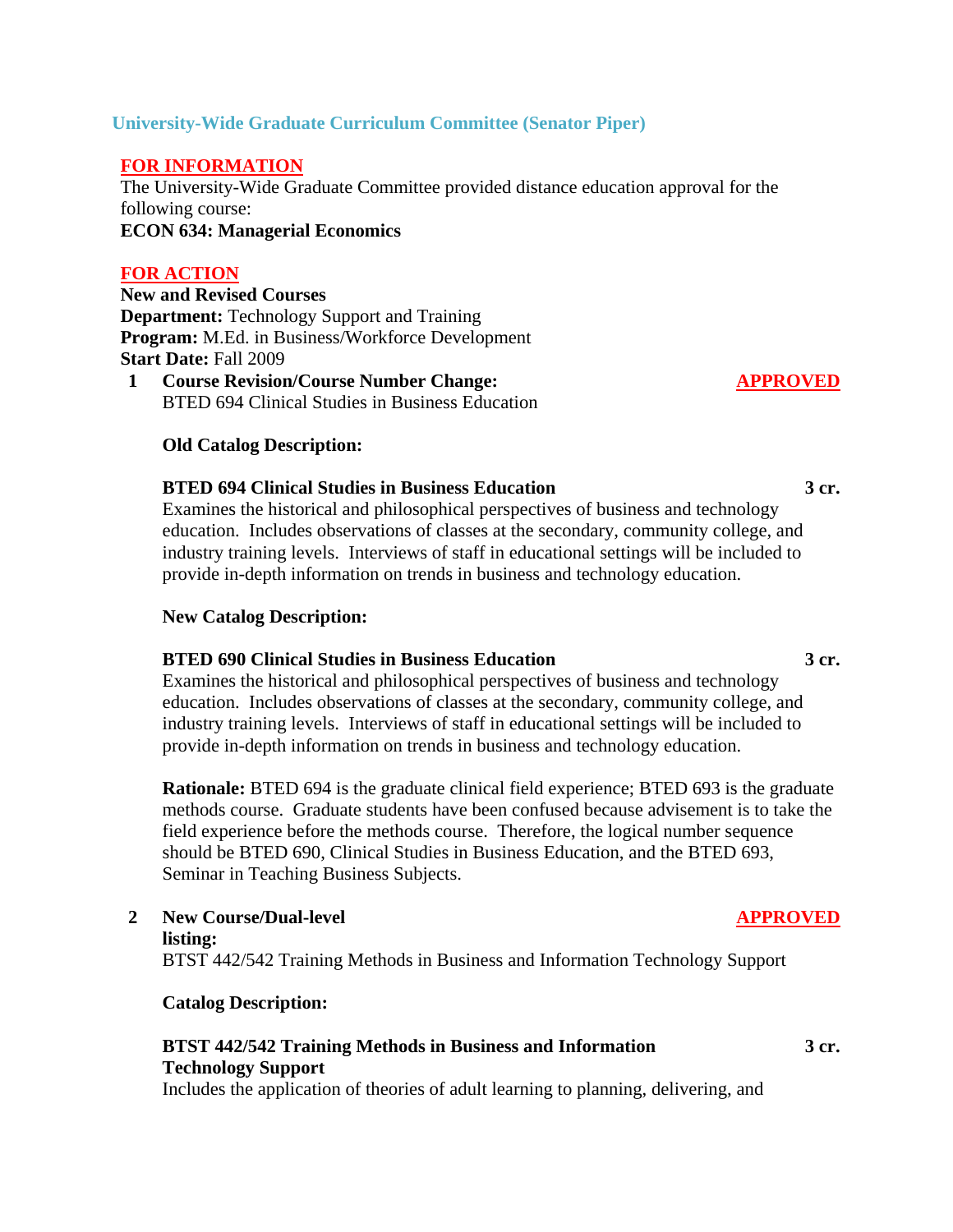## University-Wide Graduate Curriculum Committee (Senator Piper)

**FOR INFORMATION**

The University-Wide Graduate Committee provided distance education approval for the following course:

**ECON 634: Managerial Economics**

**FOR ACTION**

**New and Revised Courses**

**Department:** Technology Support and Training

**Program:** M.Ed. in Business/Workforce Development

**Start Date:** Fall 2009

1. **Course Revision/Course Number Change:** **APPROVED**

   BTED 694 Clinical Studies in Business Education

   **Old Catalog Description:**

   **BTED 694 Clinical Studies in Business Education** **3 cr.**

   Examines the historical and philosophical perspectives of business and technology education. Includes observations of classes at the secondary, community college, and industry training levels. Interviews of staff in educational settings will be included to provide in-depth information on trends in business and technology education.

   **New Catalog Description:**

   **BTED 690 Clinical Studies in Business Education** **3 cr.**

   Examines the historical and philosophical perspectives of business and technology education. Includes observations of classes at the secondary, community college, and industry training levels. Interviews of staff in educational settings will be included to provide in-depth information on trends in business and technology education.

   **Rationale:** BTED 694 is the graduate clinical field experience; BTED 693 is the graduate methods course. Graduate students have been confused because advisement is to take the field experience before the methods course. Therefore, the logical number sequence should be BTED 690, Clinical Studies in Business Education, and the BTED 693, Seminar in Teaching Business Subjects.

2. **New Course/Dual-level listing:** **APPROVED**

   BTST 442/542 Training Methods in Business and Information Technology Support

   **Catalog Description:**

   **BTST 442/542 Training Methods in Business and Information Technology Support** **3 cr.**

   Includes the application of theories of adult learning to planning, delivering, and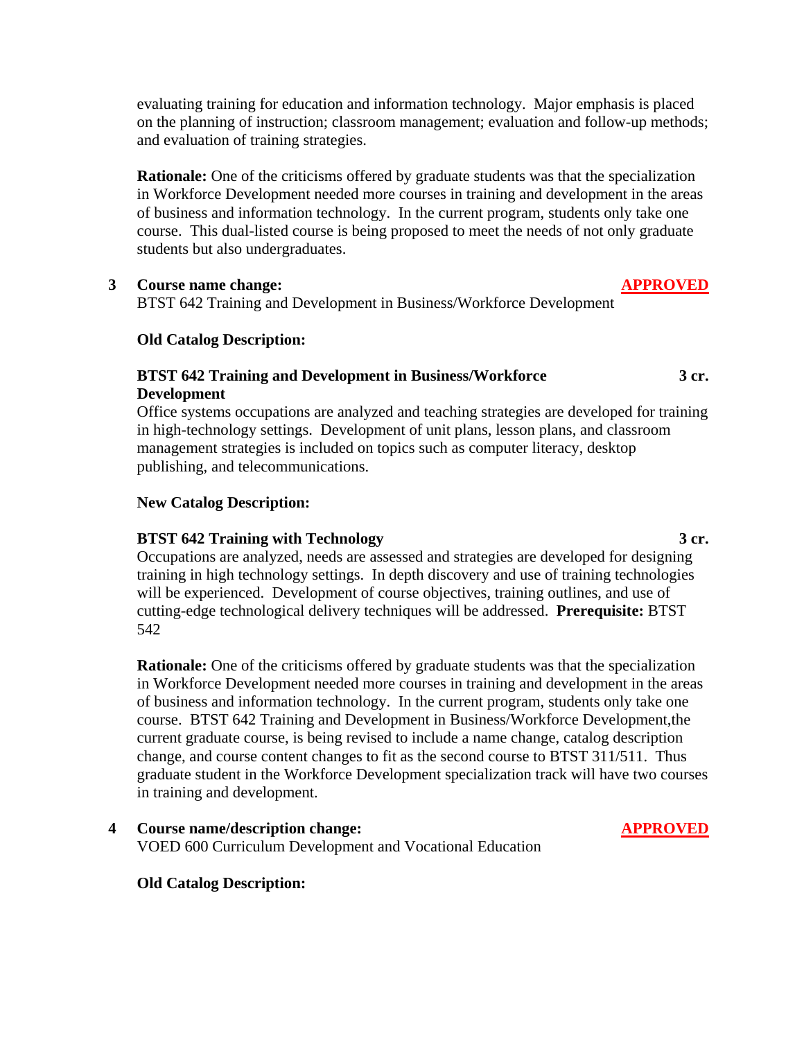evaluating training for education and information technology.  Major emphasis is placed on the planning of instruction; classroom management; evaluation and follow-up methods; and evaluation of training strategies.

**Rationale:** One of the criticisms offered by graduate students was that the specialization in Workforce Development needed more courses in training and development in the areas of business and information technology.  In the current program, students only take one course.  This dual-listed course is being proposed to meet the needs of not only graduate students but also undergraduates.

**3 Course name change:** **APPROVED**

BTST 642 Training and Development in Business/Workforce Development

**Old Catalog Description:**

**BTST 642 Training and Development in Business/Workforce Development** **3 cr.**

Office systems occupations are analyzed and teaching strategies are developed for training in high-technology settings.  Development of unit plans, lesson plans, and classroom management strategies is included on topics such as computer literacy, desktop publishing, and telecommunications.

**New Catalog Description:**

**BTST 642 Training with Technology** **3 cr.**

Occupations are analyzed, needs are assessed and strategies are developed for designing training in high technology settings.  In depth discovery and use of training technologies will be experienced.  Development of course objectives, training outlines, and use of cutting-edge technological delivery techniques will be addressed.  **Prerequisite:** BTST 542

**Rationale:** One of the criticisms offered by graduate students was that the specialization in Workforce Development needed more courses in training and development in the areas of business and information technology.  In the current program, students only take one course.  BTST 642 Training and Development in Business/Workforce Development,the current graduate course, is being revised to include a name change, catalog description change, and course content changes to fit as the second course to BTST 311/511.  Thus graduate student in the Workforce Development specialization track will have two courses in training and development.

**4 Course name/description change:** **APPROVED**

VOED 600 Curriculum Development and Vocational Education

**Old Catalog Description:**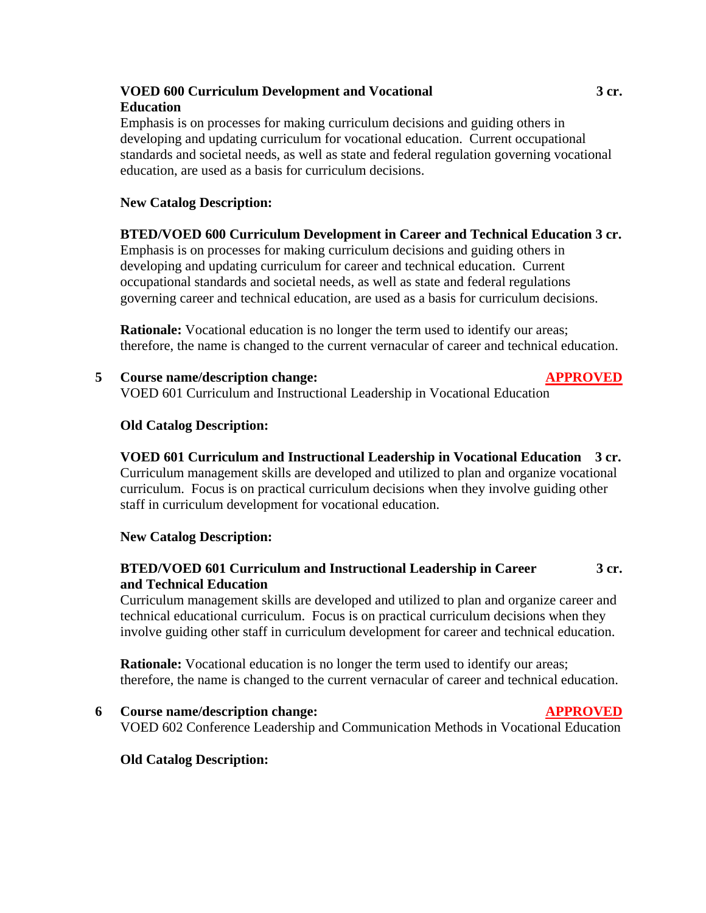**VOED 600 Curriculum Development and Vocational Education** **3 cr.**
Emphasis is on processes for making curriculum decisions and guiding others in developing and updating curriculum for vocational education. Current occupational standards and societal needs, as well as state and federal regulation governing vocational education, are used as a basis for curriculum decisions.

**New Catalog Description:**

**BTED/VOED 600 Curriculum Development in Career and Technical Education 3 cr.**
Emphasis is on processes for making curriculum decisions and guiding others in developing and updating curriculum for career and technical education. Current occupational standards and societal needs, as well as state and federal regulations governing career and technical education, are used as a basis for curriculum decisions.

**Rationale:** Vocational education is no longer the term used to identify our areas; therefore, the name is changed to the current vernacular of career and technical education.

5 **Course name/description change:** **APPROVED**
VOED 601 Curriculum and Instructional Leadership in Vocational Education

**Old Catalog Description:**

**VOED 601 Curriculum and Instructional Leadership in Vocational Education 3 cr.**
Curriculum management skills are developed and utilized to plan and organize vocational curriculum. Focus is on practical curriculum decisions when they involve guiding other staff in curriculum development for vocational education.

**New Catalog Description:**

**BTED/VOED 601 Curriculum and Instructional Leadership in Career and Technical Education** **3 cr.**
Curriculum management skills are developed and utilized to plan and organize career and technical educational curriculum. Focus is on practical curriculum decisions when they involve guiding other staff in curriculum development for career and technical education.

**Rationale:** Vocational education is no longer the term used to identify our areas; therefore, the name is changed to the current vernacular of career and technical education.

6 **Course name/description change:** **APPROVED**
VOED 602 Conference Leadership and Communication Methods in Vocational Education

**Old Catalog Description:**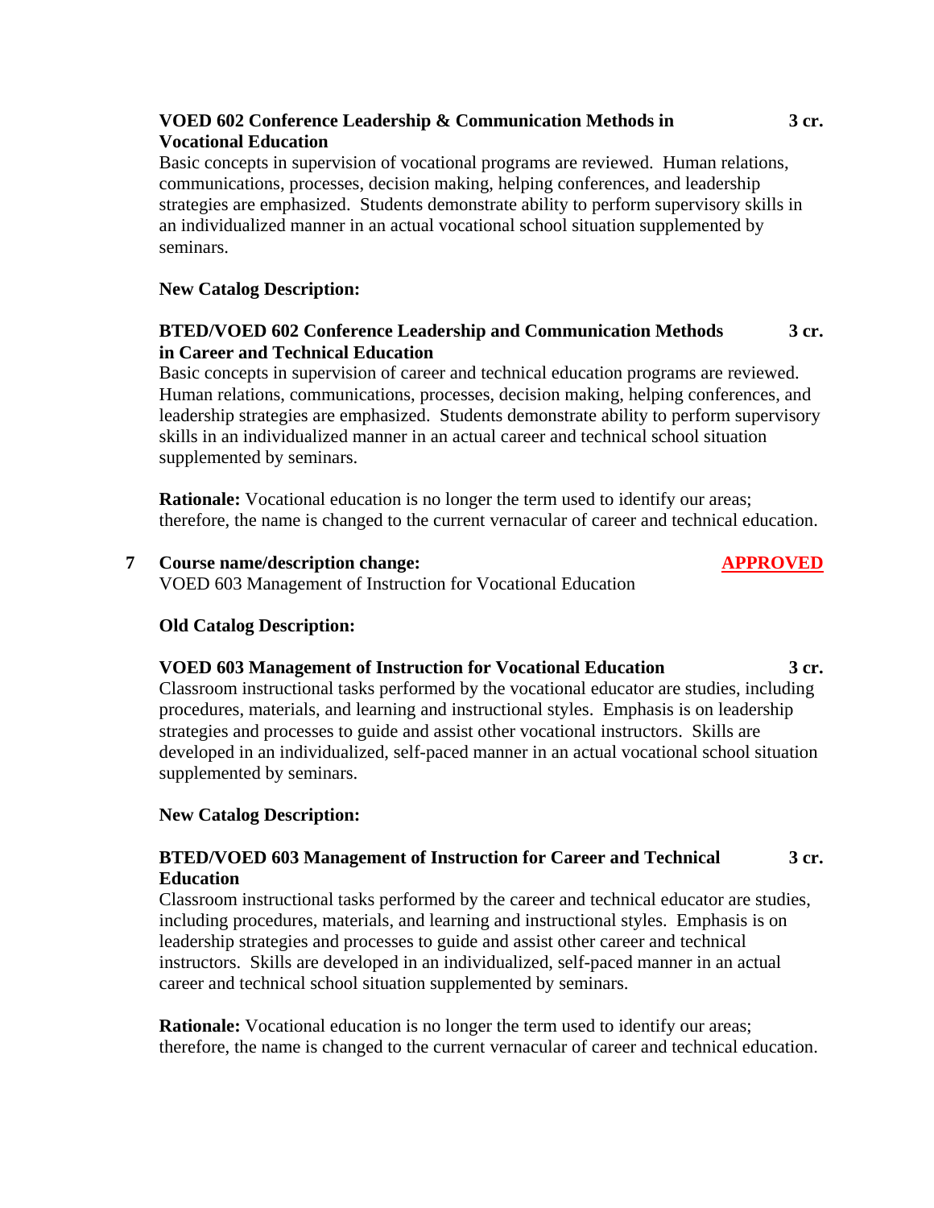**VOED 602 Conference Leadership & Communication Methods in Vocational Education** **3 cr.**

Basic concepts in supervision of vocational programs are reviewed. Human relations, communications, processes, decision making, helping conferences, and leadership strategies are emphasized. Students demonstrate ability to perform supervisory skills in an individualized manner in an actual vocational school situation supplemented by seminars.

**New Catalog Description:**

**BTED/VOED 602 Conference Leadership and Communication Methods in Career and Technical Education** **3 cr.**

Basic concepts in supervision of career and technical education programs are reviewed. Human relations, communications, processes, decision making, helping conferences, and leadership strategies are emphasized. Students demonstrate ability to perform supervisory skills in an individualized manner in an actual career and technical school situation supplemented by seminars.

**Rationale:** Vocational education is no longer the term used to identify our areas; therefore, the name is changed to the current vernacular of career and technical education.

**7 Course name/description change:** **APPROVED**

VOED 603 Management of Instruction for Vocational Education

**Old Catalog Description:**

**VOED 603 Management of Instruction for Vocational Education** **3 cr.**

Classroom instructional tasks performed by the vocational educator are studies, including procedures, materials, and learning and instructional styles. Emphasis is on leadership strategies and processes to guide and assist other vocational instructors. Skills are developed in an individualized, self-paced manner in an actual vocational school situation supplemented by seminars.

**New Catalog Description:**

**BTED/VOED 603 Management of Instruction for Career and Technical Education** **3 cr.**

Classroom instructional tasks performed by the career and technical educator are studies, including procedures, materials, and learning and instructional styles. Emphasis is on leadership strategies and processes to guide and assist other career and technical instructors. Skills are developed in an individualized, self-paced manner in an actual career and technical school situation supplemented by seminars.

**Rationale:** Vocational education is no longer the term used to identify our areas; therefore, the name is changed to the current vernacular of career and technical education.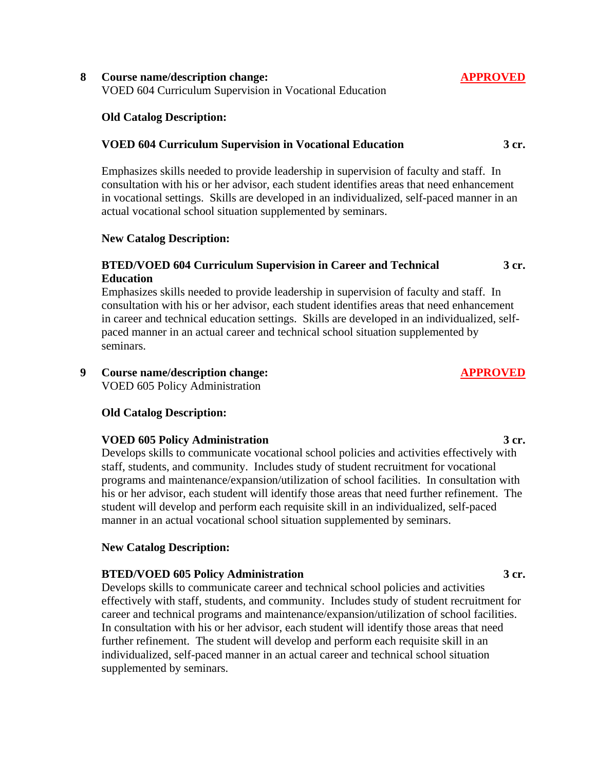**8 Course name/description change:** **APPROVED**
VOED 604 Curriculum Supervision in Vocational Education

**Old Catalog Description:**

**VOED 604 Curriculum Supervision in Vocational Education 3 cr.**

Emphasizes skills needed to provide leadership in supervision of faculty and staff. In consultation with his or her advisor, each student identifies areas that need enhancement in vocational settings. Skills are developed in an individualized, self-paced manner in an actual vocational school situation supplemented by seminars.

**New Catalog Description:**

**BTED/VOED 604 Curriculum Supervision in Career and Technical Education 3 cr.**
Emphasizes skills needed to provide leadership in supervision of faculty and staff. In consultation with his or her advisor, each student identifies areas that need enhancement in career and technical education settings. Skills are developed in an individualized, self-paced manner in an actual career and technical school situation supplemented by seminars.

**9 Course name/description change:** **APPROVED**
VOED 605 Policy Administration

**Old Catalog Description:**

**VOED 605 Policy Administration 3 cr.**
Develops skills to communicate vocational school policies and activities effectively with staff, students, and community. Includes study of student recruitment for vocational programs and maintenance/expansion/utilization of school facilities. In consultation with his or her advisor, each student will identify those areas that need further refinement. The student will develop and perform each requisite skill in an individualized, self-paced manner in an actual vocational school situation supplemented by seminars.

**New Catalog Description:**

**BTED/VOED 605 Policy Administration 3 cr.**
Develops skills to communicate career and technical school policies and activities effectively with staff, students, and community. Includes study of student recruitment for career and technical programs and maintenance/expansion/utilization of school facilities. In consultation with his or her advisor, each student will identify those areas that need further refinement. The student will develop and perform each requisite skill in an individualized, self-paced manner in an actual career and technical school situation supplemented by seminars.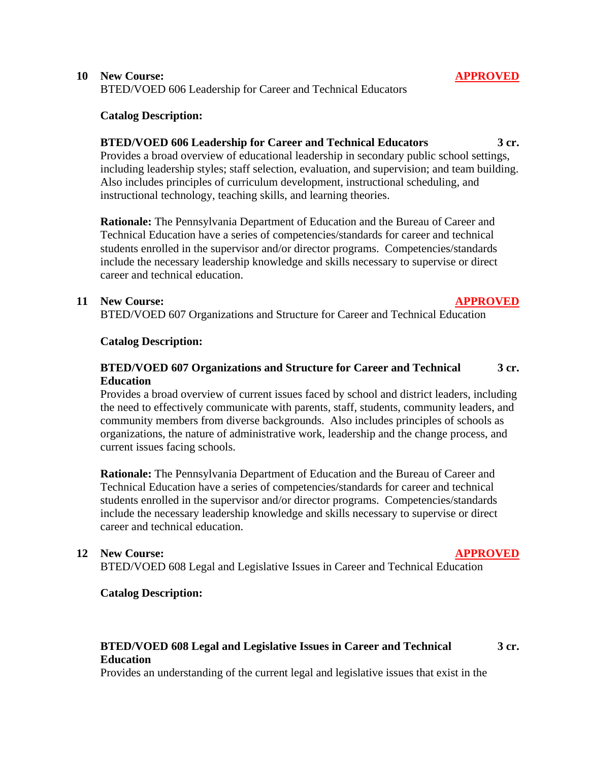**10 New Course:** **APPROVED**

BTED/VOED 606 Leadership for Career and Technical Educators

**Catalog Description:**

**BTED/VOED 606 Leadership for Career and Technical Educators 3 cr.**

Provides a broad overview of educational leadership in secondary public school settings, including leadership styles; staff selection, evaluation, and supervision; and team building. Also includes principles of curriculum development, instructional scheduling, and instructional technology, teaching skills, and learning theories.

**Rationale:** The Pennsylvania Department of Education and the Bureau of Career and Technical Education have a series of competencies/standards for career and technical students enrolled in the supervisor and/or director programs. Competencies/standards include the necessary leadership knowledge and skills necessary to supervise or direct career and technical education.

**11 New Course:** **APPROVED**

BTED/VOED 607 Organizations and Structure for Career and Technical Education

**Catalog Description:**

**BTED/VOED 607 Organizations and Structure for Career and Technical Education 3 cr.**

Provides a broad overview of current issues faced by school and district leaders, including the need to effectively communicate with parents, staff, students, community leaders, and community members from diverse backgrounds. Also includes principles of schools as organizations, the nature of administrative work, leadership and the change process, and current issues facing schools.

**Rationale:** The Pennsylvania Department of Education and the Bureau of Career and Technical Education have a series of competencies/standards for career and technical students enrolled in the supervisor and/or director programs. Competencies/standards include the necessary leadership knowledge and skills necessary to supervise or direct career and technical education.

**12 New Course:** **APPROVED**

BTED/VOED 608 Legal and Legislative Issues in Career and Technical Education

**Catalog Description:**

**BTED/VOED 608 Legal and Legislative Issues in Career and Technical Education 3 cr.**

Provides an understanding of the current legal and legislative issues that exist in the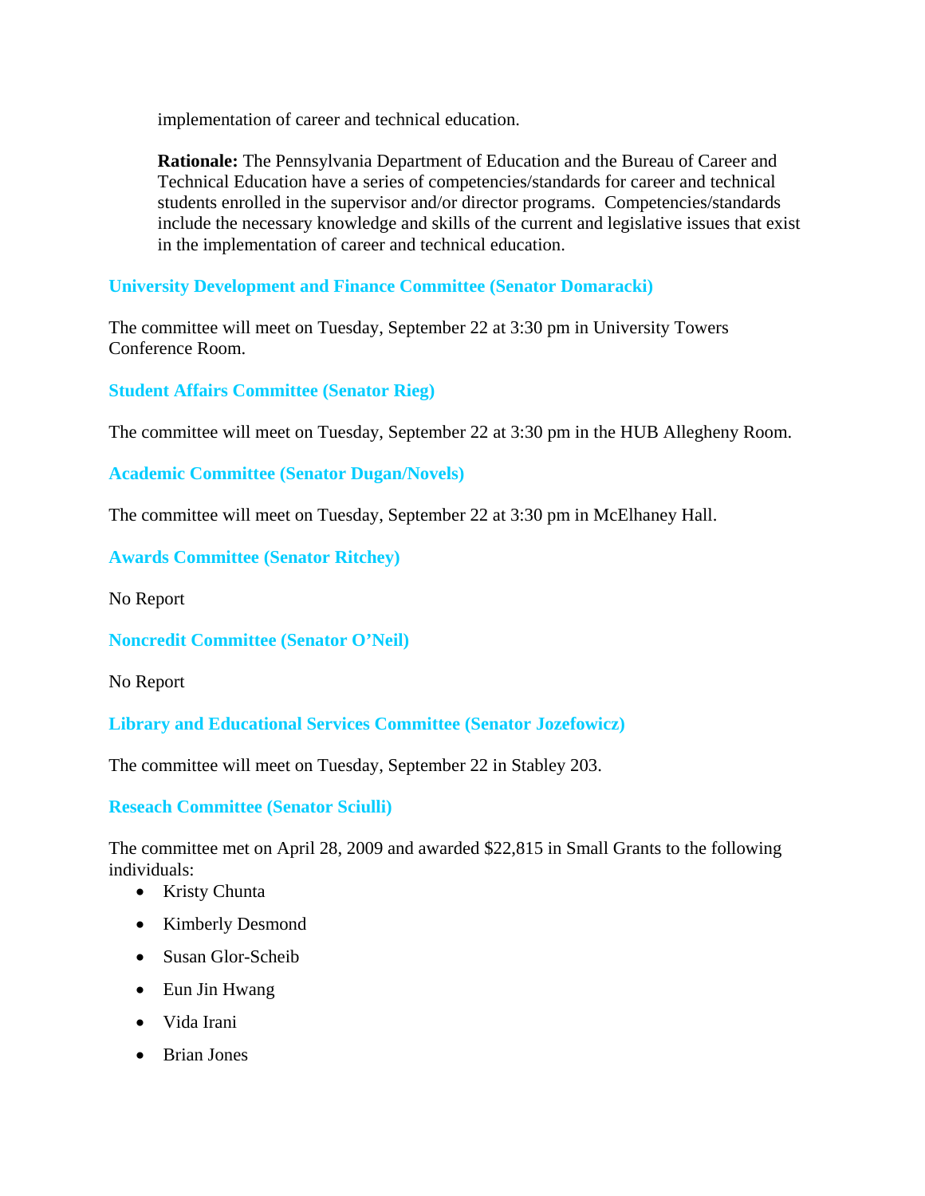implementation of career and technical education.

**Rationale:** The Pennsylvania Department of Education and the Bureau of Career and Technical Education have a series of competencies/standards for career and technical students enrolled in the supervisor and/or director programs. Competencies/standards include the necessary knowledge and skills of the current and legislative issues that exist in the implementation of career and technical education.

### University Development and Finance Committee (Senator Domaracki)

The committee will meet on Tuesday, September 22 at 3:30 pm in University Towers Conference Room.

### Student Affairs Committee (Senator Rieg)

The committee will meet on Tuesday, September 22 at 3:30 pm in the HUB Allegheny Room.

### Academic Committee (Senator Dugan/Novels)

The committee will meet on Tuesday, September 22 at 3:30 pm in McElhaney Hall.

### Awards Committee (Senator Ritchey)

No Report

### Noncredit Committee (Senator O'Neil)

No Report

### Library and Educational Services Committee (Senator Jozefowicz)

The committee will meet on Tuesday, September 22 in Stabley 203.

### Reseach Committee (Senator Sciulli)

The committee met on April 28, 2009 and awarded $22,815 in Small Grants to the following individuals:

- Kristy Chunta
- Kimberly Desmond
- Susan Glor-Scheib
- Eun Jin Hwang
- Vida Irani
- Brian Jones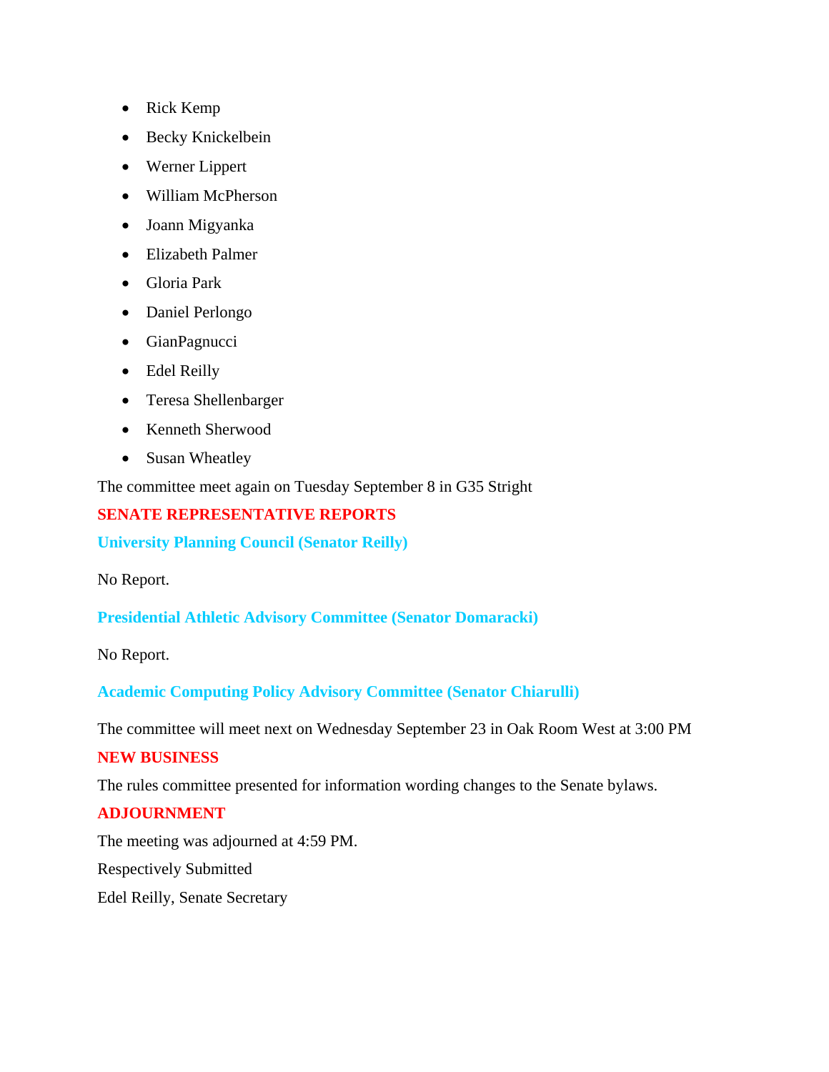- Rick Kemp
- Becky Knickelbein
- Werner Lippert
- William McPherson
- Joann Migyanka
- Elizabeth Palmer
- Gloria Park
- Daniel Perlongo
- GianPagnucci
- Edel Reilly
- Teresa Shellenbarger
- Kenneth Sherwood
- Susan Wheatley

The committee meet again on Tuesday September 8 in G35 Stright

## SENATE REPRESENTATIVE REPORTS

### University Planning Council (Senator Reilly)

No Report.

### Presidential Athletic Advisory Committee (Senator Domaracki)

No Report.

### Academic Computing Policy Advisory Committee (Senator Chiarulli)

The committee will meet next on Wednesday September 23 in Oak Room West at 3:00 PM

## NEW BUSINESS

The rules committee presented for information wording changes to the Senate bylaws.

## ADJOURNMENT

The meeting was adjourned at 4:59 PM.

Respectively Submitted

Edel Reilly, Senate Secretary